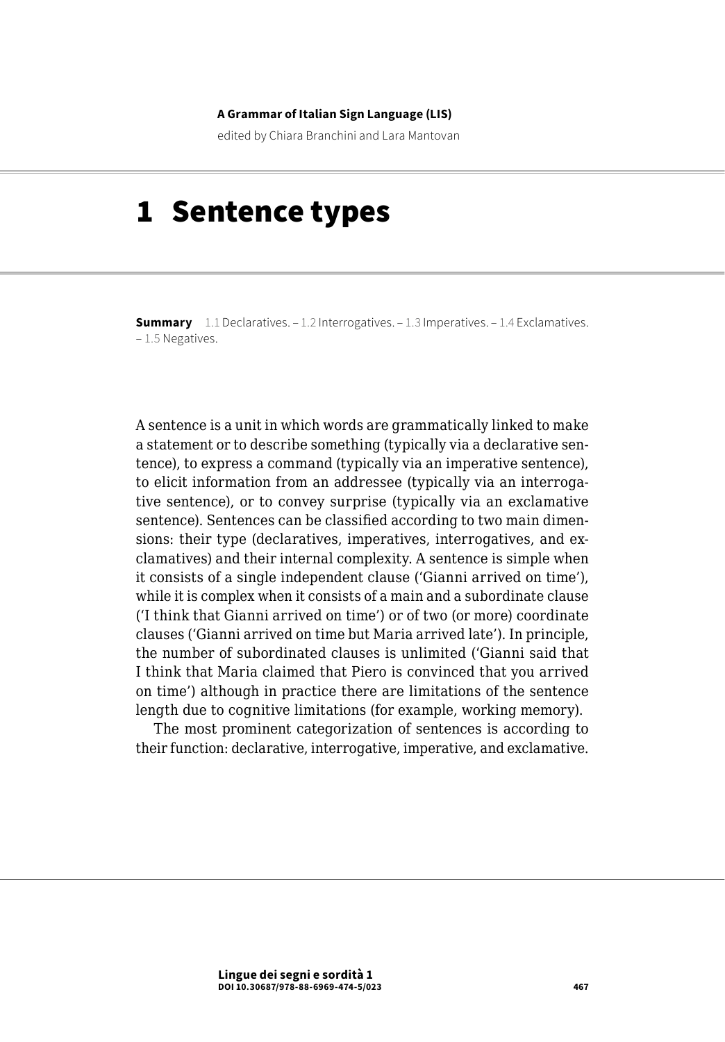**A Grammar of Italian Sign Language (LIS)**

edited by Chiara Branchini and Lara Mantovan

# 1 Sentence types

**Summary** 1.1 Declaratives. – 1.2 Interrogatives. – 1.3 Imperatives. – 1.4 Exclamatives. – 1.5 Negatives.

A sentence is a unit in which words are grammatically linked to make a statement or to describe something (typically via a declarative sentence), to express a command (typically via an imperative sentence), to elicit information from an addressee (typically via an interrogative sentence), or to convey surprise (typically via an exclamative sentence). Sentences can be classified according to two main dimensions: their type (declaratives, imperatives, interrogatives, and exclamatives) and their internal complexity. A sentence is simple when it consists of a single independent clause ('Gianni arrived on time'), while it is complex when it consists of a main and a subordinate clause ('I think that Gianni arrived on time') or of two (or more) coordinate clauses ('Gianni arrived on time but Maria arrived late'). In principle, the number of subordinated clauses is unlimited ('Gianni said that I think that Maria claimed that Piero is convinced that you arrived on time') although in practice there are limitations of the sentence length due to cognitive limitations (for example, working memory).

The most prominent categorization of sentences is according to their function: declarative, interrogative, imperative, and exclamative.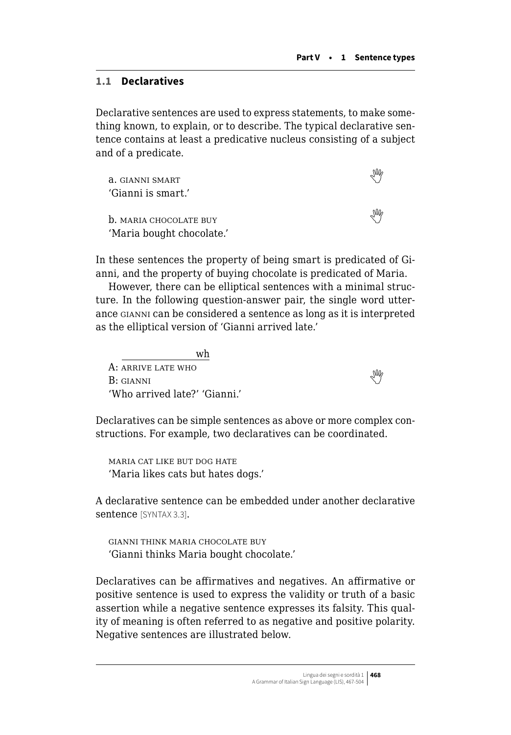## 1.1 Declaratives

Declarative sentences are used to express statements, to make something known, to explain, or to describe. The typical declarative sentence contains at least a predicative nucleus consisting of a subject and of a predicate.

a. GIANNI SMART
'Gianni is smart.'

b. MARIA CHOCOLATE BUY
'Maria bought chocolate.'

In these sentences the property of being smart is predicated of Gianni, and the property of buying chocolate is predicated of Maria.

However, there can be elliptical sentences with a minimal structure. In the following question-answer pair, the single word utterance GIANNI can be considered a sentence as long as it is interpreted as the elliptical version of 'Gianni arrived late.'

```
    _____________wh
A: ARRIVE LATE WHO
B: GIANNI
```
'Who arrived late?' 'Gianni.'

Declaratives can be simple sentences as above or more complex constructions. For example, two declaratives can be coordinated.

MARIA CAT LIKE BUT DOG HATE
'Maria likes cats but hates dogs.'

A declarative sentence can be embedded under another declarative sentence [SYNTAX 3.3].

GIANNI THINK MARIA CHOCOLATE BUY
'Gianni thinks Maria bought chocolate.'

Declaratives can be affirmatives and negatives. An affirmative or positive sentence is used to express the validity or truth of a basic assertion while a negative sentence expresses its falsity. This quality of meaning is often referred to as negative and positive polarity. Negative sentences are illustrated below.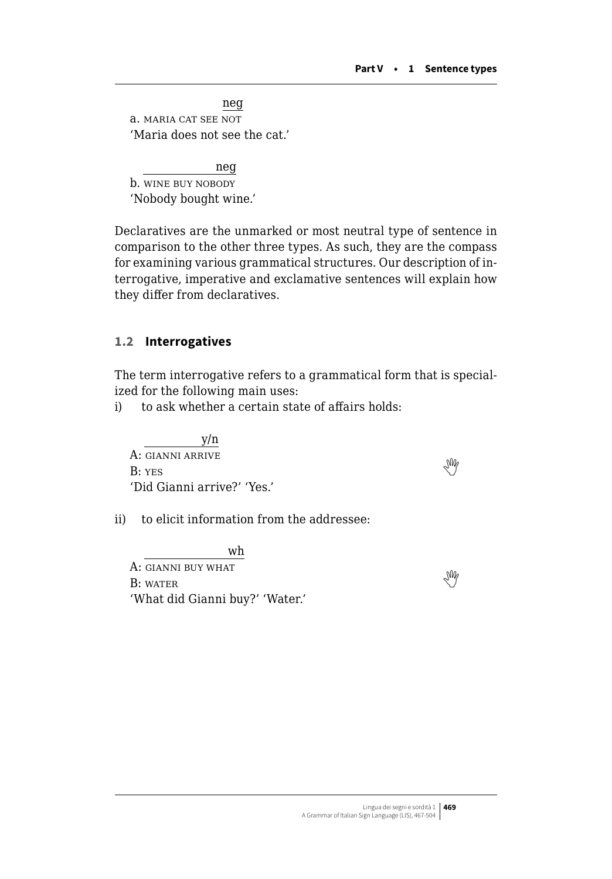neg
a. MARIA CAT SEE NOT
'Maria does not see the cat.'

neg
b. WINE BUY NOBODY
'Nobody bought wine.'

Declaratives are the unmarked or most neutral type of sentence in comparison to the other three types. As such, they are the compass for examining various grammatical structures. Our description of interrogative, imperative and exclamative sentences will explain how they differ from declaratives.

## 1.2 Interrogatives

The term interrogative refers to a grammatical form that is specialized for the following main uses:

i) to ask whether a certain state of affairs holds:

y/n
A: GIANNI ARRIVE
B: YES
'Did Gianni arrive?' 'Yes.'

ii) to elicit information from the addressee:

wh
A: GIANNI BUY WHAT
B: WATER
'What did Gianni buy?' 'Water.'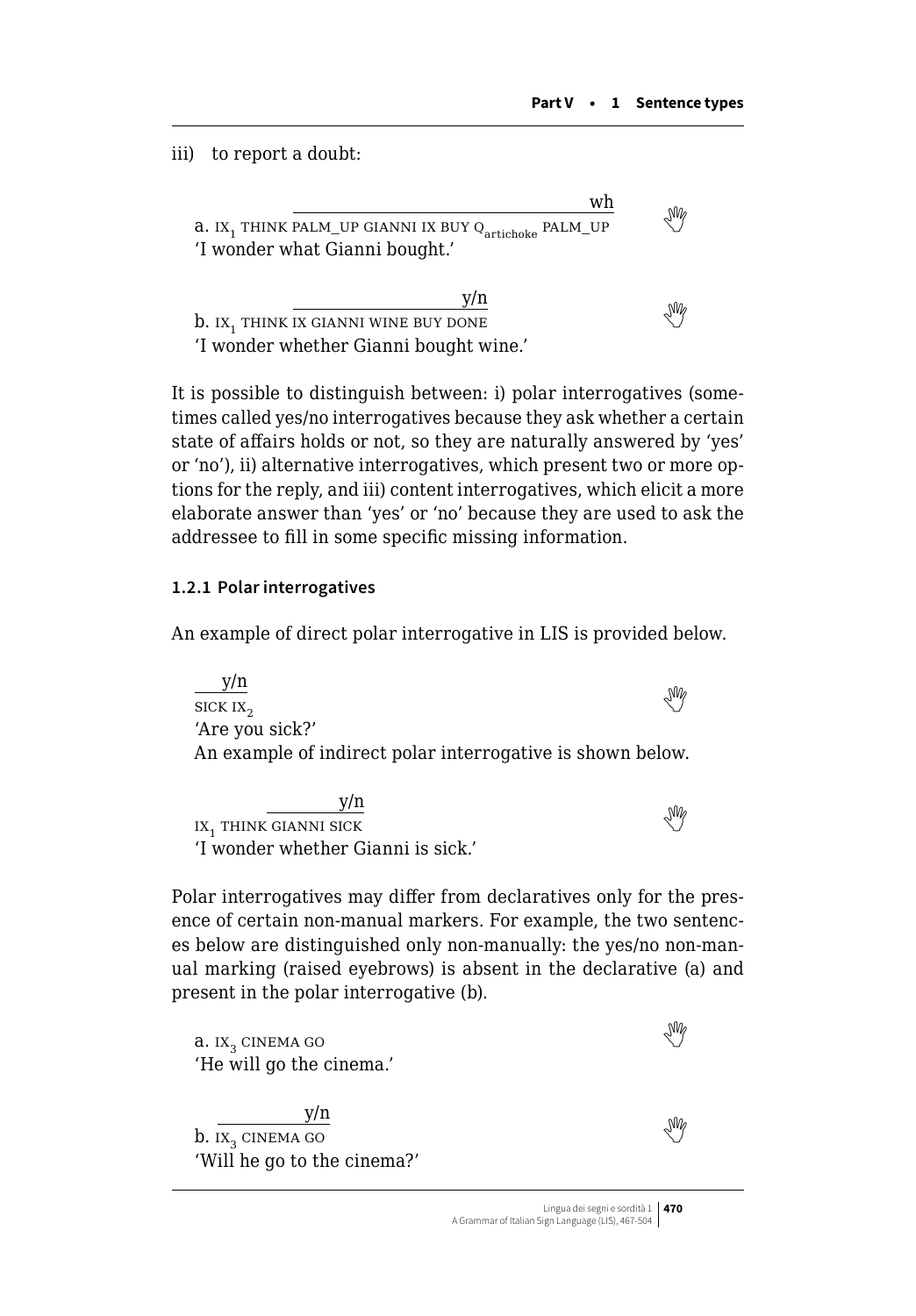iii) to report a doubt:

a. $IX_1$ THINK $\overline{\text{PALM\_UP GIANNI IX BUY } Q_{artichoke} \text{ PALM\_UP}}^{wh}$
'I wonder what Gianni bought.'

b. $IX_1$ THINK $\overline{\text{IX GIANNI WINE BUY DONE}}^{y/n}$
'I wonder whether Gianni bought wine.'

It is possible to distinguish between: i) polar interrogatives (sometimes called yes/no interrogatives because they ask whether a certain state of affairs holds or not, so they are naturally answered by 'yes' or 'no'), ii) alternative interrogatives, which present two or more options for the reply, and iii) content interrogatives, which elicit a more elaborate answer than 'yes' or 'no' because they are used to ask the addressee to fill in some specific missing information.

#### 1.2.1 Polar interrogatives

An example of direct polar interrogative in LIS is provided below.

$\overline{\text{SICK } IX_2}^{y/n}$
'Are you sick?'

An example of indirect polar interrogative is shown below.

$IX_1$ THINK $\overline{\text{GIANNI SICK}}^{y/n}$
'I wonder whether Gianni is sick.'

Polar interrogatives may differ from declaratives only for the presence of certain non-manual markers. For example, the two sentences below are distinguished only non-manually: the yes/no non-manual marking (raised eyebrows) is absent in the declarative (a) and present in the polar interrogative (b).

a. $IX_3$ CINEMA GO
'He will go the cinema.'

b. $\overline{IX_3 \text{ CINEMA GO}}^{y/n}$
'Will he go to the cinema?'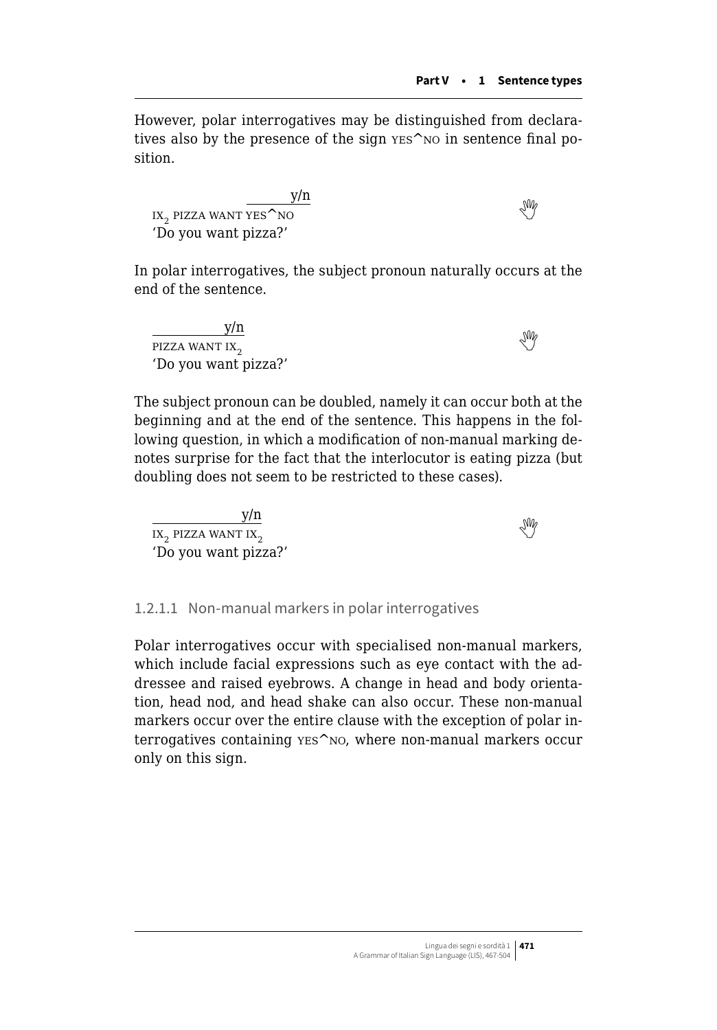However, polar interrogatives may be distinguished from declaratives also by the presence of the sign YES^NO in sentence final position.

```
                 ______y/n
IX₂ PIZZA WANT YES^NO
'Do you want pizza?'
```

In polar interrogatives, the subject pronoun naturally occurs at the end of the sentence.

```
__________y/n
PIZZA WANT IX₂
'Do you want pizza?'
```

The subject pronoun can be doubled, namely it can occur both at the beginning and at the end of the sentence. This happens in the following question, in which a modification of non-manual marking denotes surprise for the fact that the interlocutor is eating pizza (but doubling does not seem to be restricted to these cases).

```
______________y/n
IX₂ PIZZA WANT IX₂
'Do you want pizza?'
```

#### 1.2.1.1 Non-manual markers in polar interrogatives

Polar interrogatives occur with specialised non-manual markers, which include facial expressions such as eye contact with the addressee and raised eyebrows. A change in head and body orientation, head nod, and head shake can also occur. These non-manual markers occur over the entire clause with the exception of polar interrogatives containing YES^NO, where non-manual markers occur only on this sign.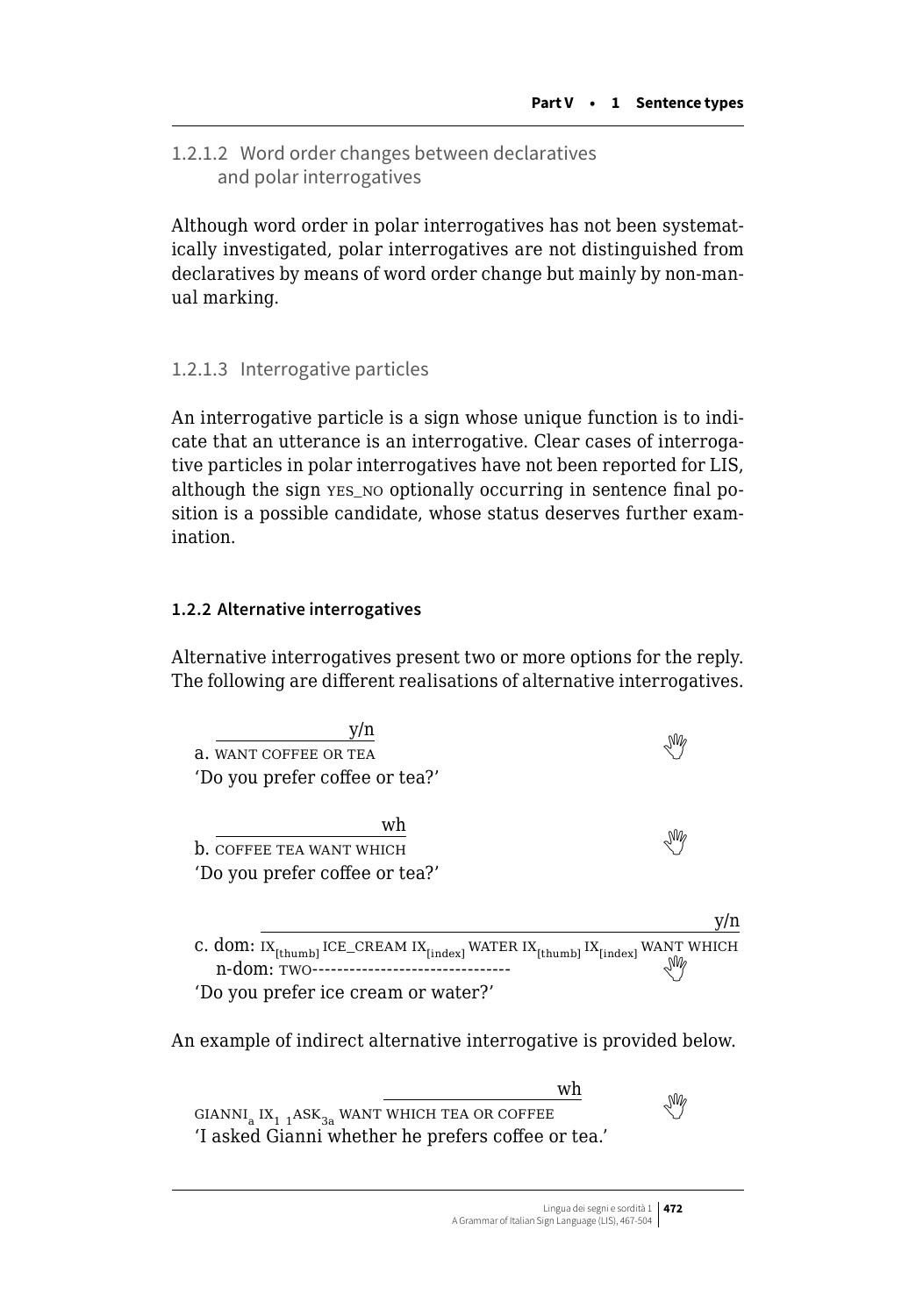#### 1.2.1.2 Word order changes between declaratives and polar interrogatives

Although word order in polar interrogatives has not been systematically investigated, polar interrogatives are not distinguished from declaratives by means of word order change but mainly by non-manual marking.

#### 1.2.1.3 Interrogative particles

An interrogative particle is a sign whose unique function is to indicate that an utterance is an interrogative. Clear cases of interrogative particles in polar interrogatives have not been reported for LIS, although the sign YES_NO optionally occurring in sentence final position is a possible candidate, whose status deserves further examination.

### 1.2.2 Alternative interrogatives

Alternative interrogatives present two or more options for the reply. The following are different realisations of alternative interrogatives.

```
   ______________y/n
a. WANT COFFEE OR TEA
'Do you prefer coffee or tea?'

   __________________wh
b. COFFEE TEA WANT WHICH
'Do you prefer coffee or tea?'

        ____________________________________________________y/n
c. dom: IX[thumb] ICE_CREAM IX[index] WATER IX[thumb] IX[index] WANT WHICH
   n-dom: TWO--------------------------------
'Do you prefer ice cream or water?'
```

An example of indirect alternative interrogative is provided below.

```
                            ______________________wh
GIANNIa IX1 1ASK3a WANT WHICH TEA OR COFFEE
'I asked Gianni whether he prefers coffee or tea.'
```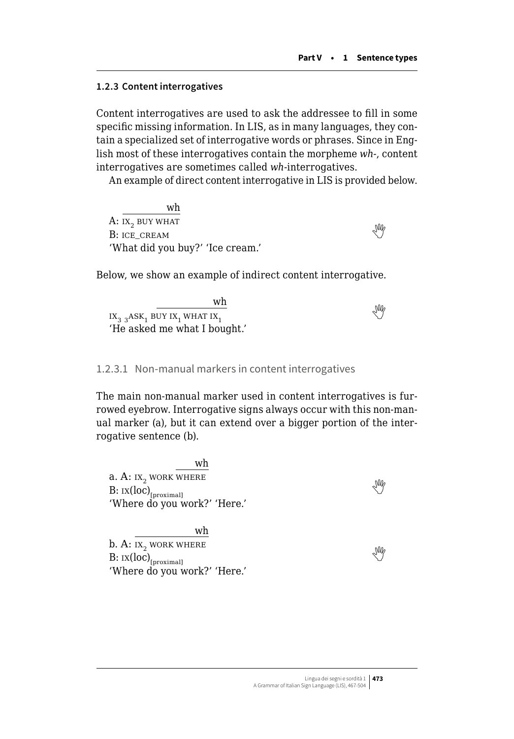### 1.2.3 Content interrogatives

Content interrogatives are used to ask the addressee to fill in some specific missing information. In LIS, as in many languages, they contain a specialized set of interrogative words or phrases. Since in English most of these interrogatives contain the morpheme *wh-*, content interrogatives are sometimes called *wh*-interrogatives.

An example of direct content interrogative in LIS is provided below.

```
       _________wh
A: IX_2 BUY WHAT
B: ICE_CREAM
```
'What did you buy?' 'Ice cream.'

Below, we show an example of indirect content interrogative.

```
              ___________wh
IX_3 3ASK_1 BUY IX_1 WHAT IX_1
```
'He asked me what I bought.'

#### 1.2.3.1 Non-manual markers in content interrogatives

The main non-manual marker used in content interrogatives is furrowed eyebrow. Interrogative signs always occur with this non-manual marker (a), but it can extend over a bigger portion of the interrogative sentence (b).

```
                  ____wh
a. A: IX_2 WORK WHERE
   B: IX(loc)_[proximal]
```
'Where do you work?' 'Here.'

```
      ____________wh
b. A: IX_2 WORK WHERE
   B: IX(loc)_[proximal]
```
'Where do you work?' 'Here.'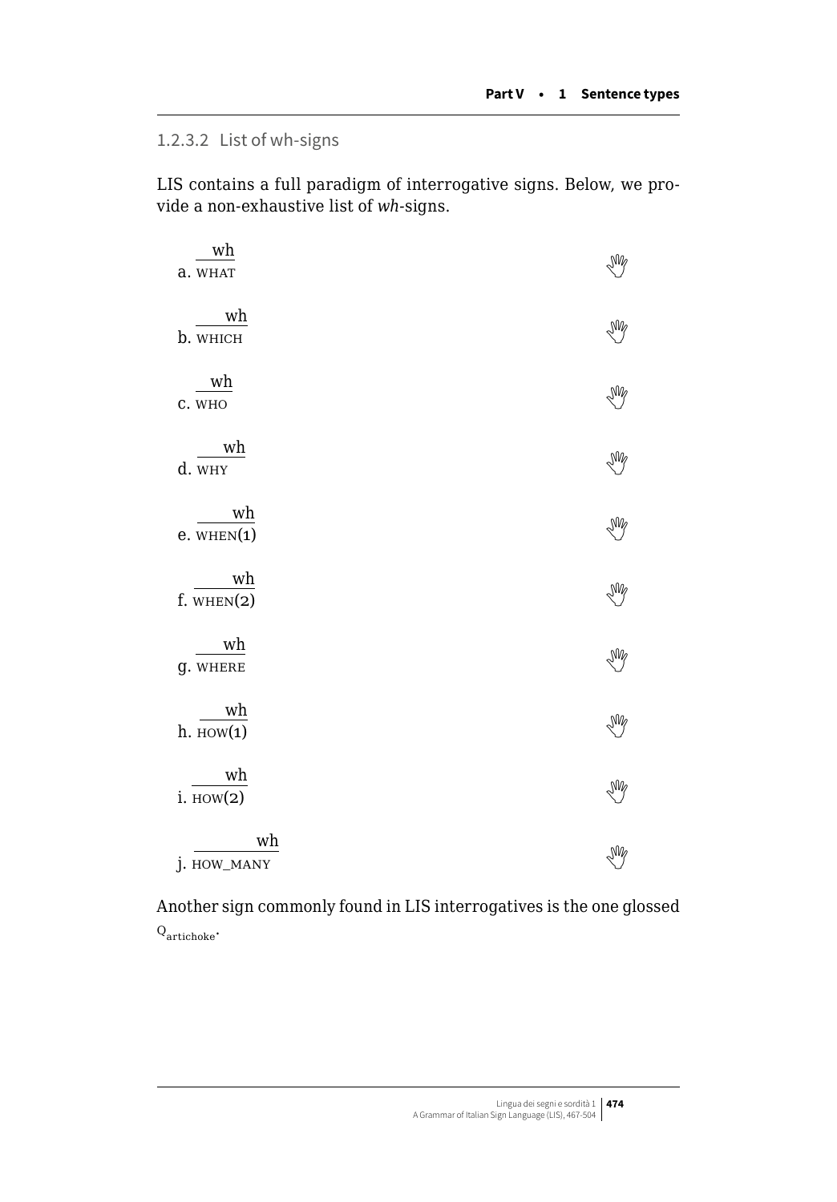#### 1.2.3.2 List of wh-signs

LIS contains a full paradigm of interrogative signs. Below, we provide a non-exhaustive list of *wh*-signs.

a. $\overline{\text{WHAT}}^{\text{wh}}$

b. $\overline{\text{WHICH}}^{\text{wh}}$

c. $\overline{\text{WHO}}^{\text{wh}}$

d. $\overline{\text{WHY}}^{\text{wh}}$

e. $\overline{\text{WHEN(1)}}^{\text{wh}}$

f. $\overline{\text{WHEN(2)}}^{\text{wh}}$

g. $\overline{\text{WHERE}}^{\text{wh}}$

h. $\overline{\text{HOW(1)}}^{\text{wh}}$

i. $\overline{\text{HOW(2)}}^{\text{wh}}$

j. $\overline{\text{HOW\_MANY}}^{\text{wh}}$

Another sign commonly found in LIS interrogatives is the one glossed $\text{Q}_{\text{artichoke}}$.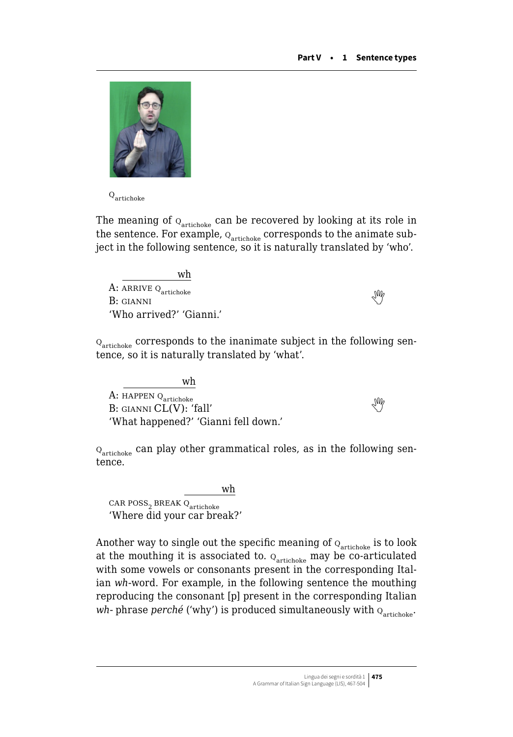$Q_{artichoke}$

The meaning of $Q_{artichoke}$ can be recovered by looking at its role in the sentence. For example, $Q_{artichoke}$ corresponds to the animate subject in the following sentence, so it is naturally translated by 'who'.

wh  
A: ARRIVE $Q_{artichoke}$  
B: GIANNI  
'Who arrived?' 'Gianni.'

$Q_{artichoke}$ corresponds to the inanimate subject in the following sentence, so it is naturally translated by 'what'.

wh  
A: HAPPEN $Q_{artichoke}$  
B: GIANNI CL(V): 'fall'  
'What happened?' 'Gianni fell down.'

$Q_{artichoke}$ can play other grammatical roles, as in the following sentence.

wh  
CAR $POSS_2$ BREAK $Q_{artichoke}$  
'Where did your car break?'

Another way to single out the specific meaning of $Q_{artichoke}$ is to look at the mouthing it is associated to. $Q_{artichoke}$ may be co-articulated with some vowels or consonants present in the corresponding Italian *wh*-word. For example, in the following sentence the mouthing reproducing the consonant [p] present in the corresponding Italian *wh*- phrase *perché* ('why') is produced simultaneously with $Q_{artichoke}$.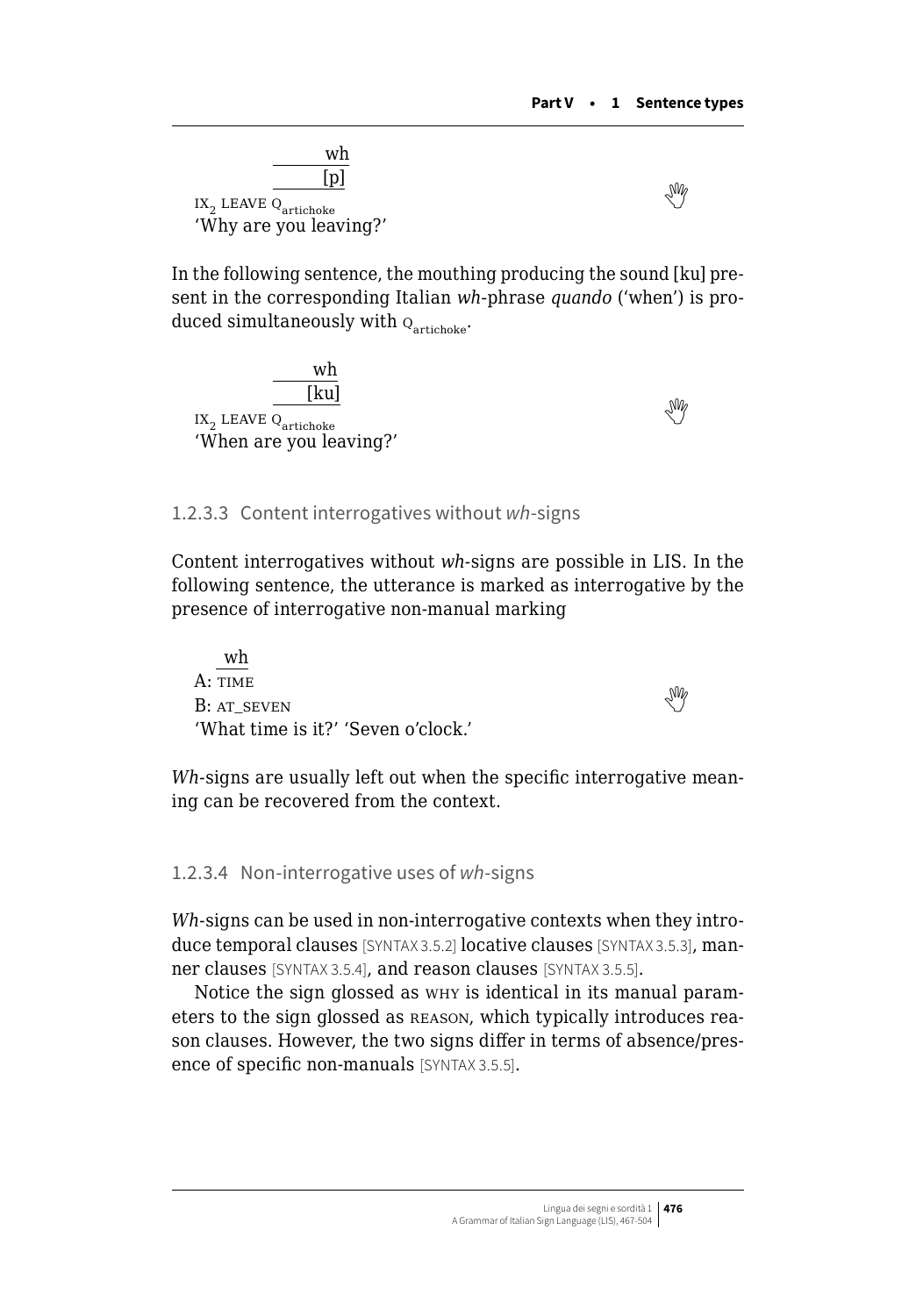```
              wh
             [p]
IX_2 LEAVE Q_artichoke
```
'Why are you leaving?'

In the following sentence, the mouthing producing the sound [ku] present in the corresponding Italian *wh*-phrase *quando* ('when') is produced simultaneously with $\text{Q}_{\text{artichoke}}$.

```
              wh
             [ku]
IX_2 LEAVE Q_artichoke
```
'When are you leaving?'

#### 1.2.3.3 Content interrogatives without *wh*-signs

Content interrogatives without *wh*-signs are possible in LIS. In the following sentence, the utterance is marked as interrogative by the presence of interrogative non-manual marking

```
   wh
A: TIME
B: AT_SEVEN
```
'What time is it?' 'Seven o'clock.'

*Wh*-signs are usually left out when the specific interrogative meaning can be recovered from the context.

#### 1.2.3.4 Non-interrogative uses of *wh*-signs

*Wh*-signs can be used in non-interrogative contexts when they introduce temporal clauses [SYNTAX 3.5.2] locative clauses [SYNTAX 3.5.3], manner clauses [SYNTAX 3.5.4], and reason clauses [SYNTAX 3.5.5].

Notice the sign glossed as WHY is identical in its manual parameters to the sign glossed as REASON, which typically introduces reason clauses. However, the two signs differ in terms of absence/presence of specific non-manuals [SYNTAX 3.5.5].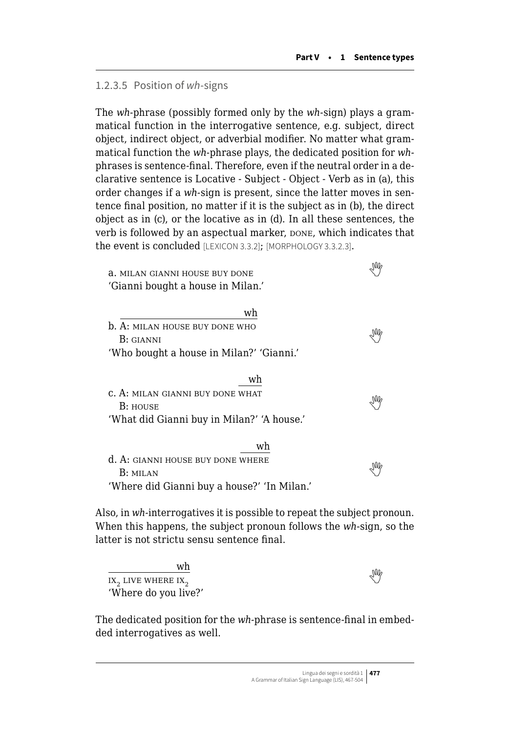#### 1.2.3.5 Position of *wh*-signs

The *wh*-phrase (possibly formed only by the *wh*-sign) plays a grammatical function in the interrogative sentence, e.g. subject, direct object, indirect object, or adverbial modifier. No matter what grammatical function the *wh*-phrase plays, the dedicated position for *wh*-phrases is sentence-final. Therefore, even if the neutral order in a declarative sentence is Locative - Subject - Object - Verb as in (a), this order changes if a *wh*-sign is present, since the latter moves in sentence final position, no matter if it is the subject as in (b), the direct object as in (c), or the locative as in (d). In all these sentences, the verb is followed by an aspectual marker, DONE, which indicates that the event is concluded [LEXICON 3.3.2]; [MORPHOLOGY 3.3.2.3].

a. MILAN GIANNI HOUSE BUY DONE
'Gianni bought a house in Milan.'

```
   ______________________wh
b. A: MILAN HOUSE BUY DONE WHO
   B: GIANNI
```
'Who bought a house in Milan?' 'Gianni.'

```
                          ____wh
c. A: MILAN GIANNI BUY DONE WHAT
   B: HOUSE
```
'What did Gianni buy in Milan?' 'A house.'

```
                               _____wh
d. A: GIANNI HOUSE BUY DONE WHERE
   B: MILAN
```
'Where did Gianni buy a house?' 'In Milan.'

Also, in *wh*-interrogatives it is possible to repeat the subject pronoun. When this happens, the subject pronoun follows the *wh*-sign, so the latter is not strictu sensu sentence final.

```
___________wh
```
$IX_2$ LIVE WHERE $IX_2$
'Where do you live?'

The dedicated position for the *wh*-phrase is sentence-final in embedded interrogatives as well.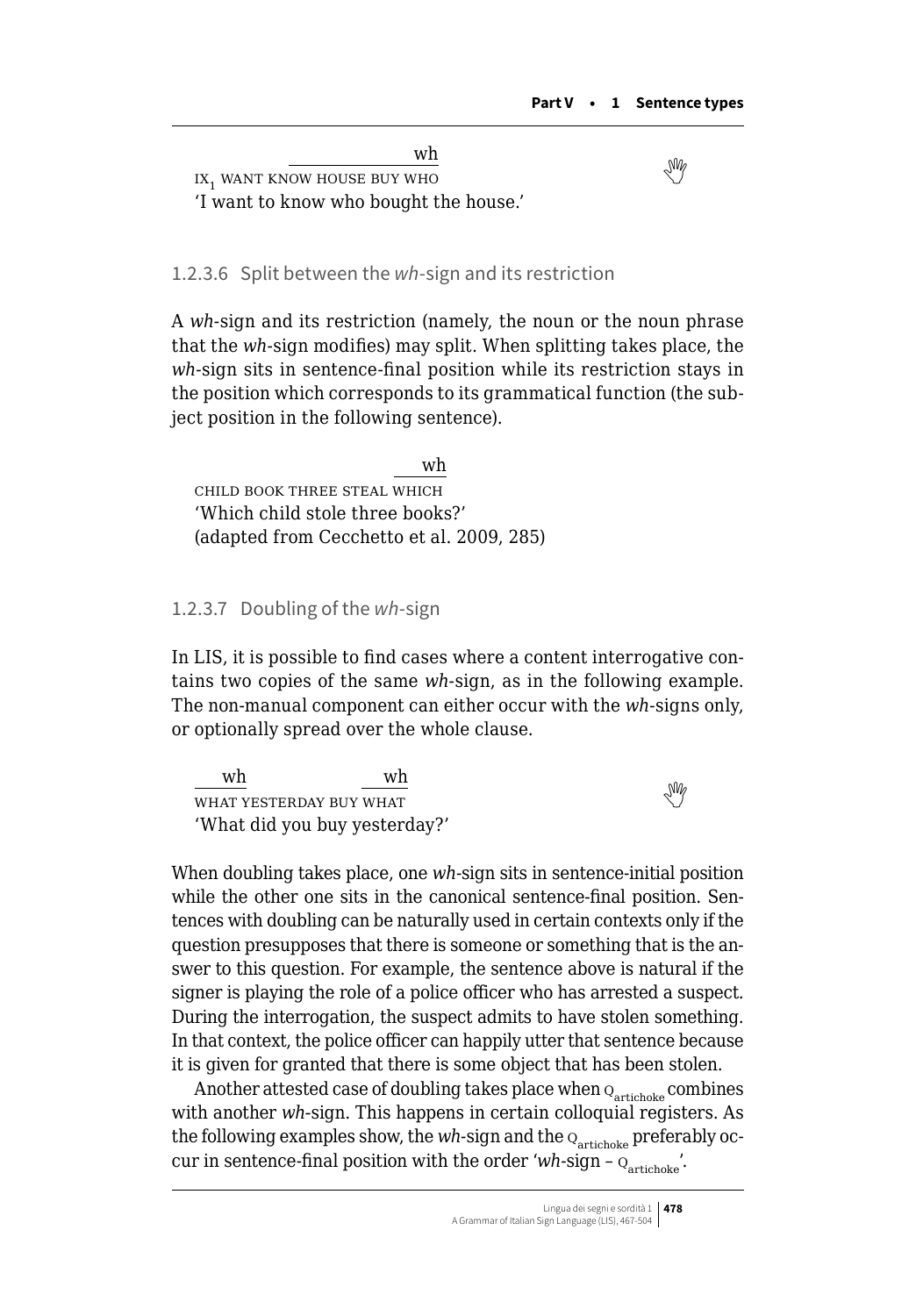wh

IX$_1$ WANT KNOW HOUSE BUY WHO

'I want to know who bought the house.'

#### 1.2.3.6 Split between the *wh*-sign and its restriction

A *wh*-sign and its restriction (namely, the noun or the noun phrase that the *wh*-sign modifies) may split. When splitting takes place, the *wh*-sign sits in sentence-final position while its restriction stays in the position which corresponds to its grammatical function (the subject position in the following sentence).

wh

CHILD BOOK THREE STEAL WHICH

'Which child stole three books?'

(adapted from Cecchetto et al. 2009, 285)

#### 1.2.3.7 Doubling of the *wh*-sign

In LIS, it is possible to find cases where a content interrogative contains two copies of the same *wh*-sign, as in the following example. The non-manual component can either occur with the *wh*-signs only, or optionally spread over the whole clause.

wh wh

WHAT YESTERDAY BUY WHAT

'What did you buy yesterday?'

When doubling takes place, one *wh*-sign sits in sentence-initial position while the other one sits in the canonical sentence-final position. Sentences with doubling can be naturally used in certain contexts only if the question presupposes that there is someone or something that is the answer to this question. For example, the sentence above is natural if the signer is playing the role of a police officer who has arrested a suspect. During the interrogation, the suspect admits to have stolen something. In that context, the police officer can happily utter that sentence because it is given for granted that there is some object that has been stolen.

Another attested case of doubling takes place when Q$_{artichoke}$ combines with another *wh*-sign. This happens in certain colloquial registers. As the following examples show, the *wh*-sign and the Q$_{artichoke}$ preferably occur in sentence-final position with the order '*wh*-sign – Q$_{artichoke}$'.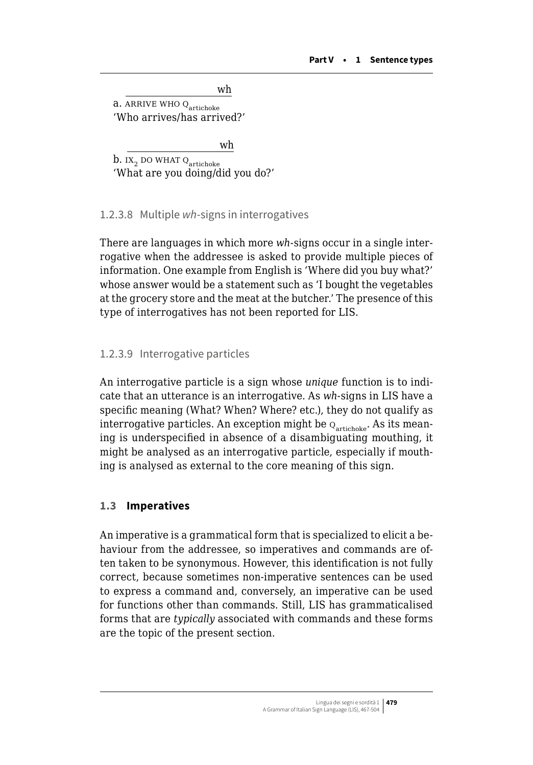wh

a. ARRIVE WHO $Q_{artichoke}$
'Who arrives/has arrived?'

wh

b. $IX_2$ DO WHAT $Q_{artichoke}$
'What are you doing/did you do?'

#### 1.2.3.8 Multiple *wh*-signs in interrogatives

There are languages in which more *wh*-signs occur in a single interrogative when the addressee is asked to provide multiple pieces of information. One example from English is 'Where did you buy what?' whose answer would be a statement such as 'I bought the vegetables at the grocery store and the meat at the butcher.' The presence of this type of interrogatives has not been reported for LIS.

#### 1.2.3.9 Interrogative particles

An interrogative particle is a sign whose *unique* function is to indicate that an utterance is an interrogative. As *wh*-signs in LIS have a specific meaning (What? When? Where? etc.), they do not qualify as interrogative particles. An exception might be $Q_{artichoke}$. As its meaning is underspecified in absence of a disambiguating mouthing, it might be analysed as an interrogative particle, especially if mouthing is analysed as external to the core meaning of this sign.

### 1.3 Imperatives

An imperative is a grammatical form that is specialized to elicit a behaviour from the addressee, so imperatives and commands are often taken to be synonymous. However, this identification is not fully correct, because sometimes non-imperative sentences can be used to express a command and, conversely, an imperative can be used for functions other than commands. Still, LIS has grammaticalised forms that are *typically* associated with commands and these forms are the topic of the present section.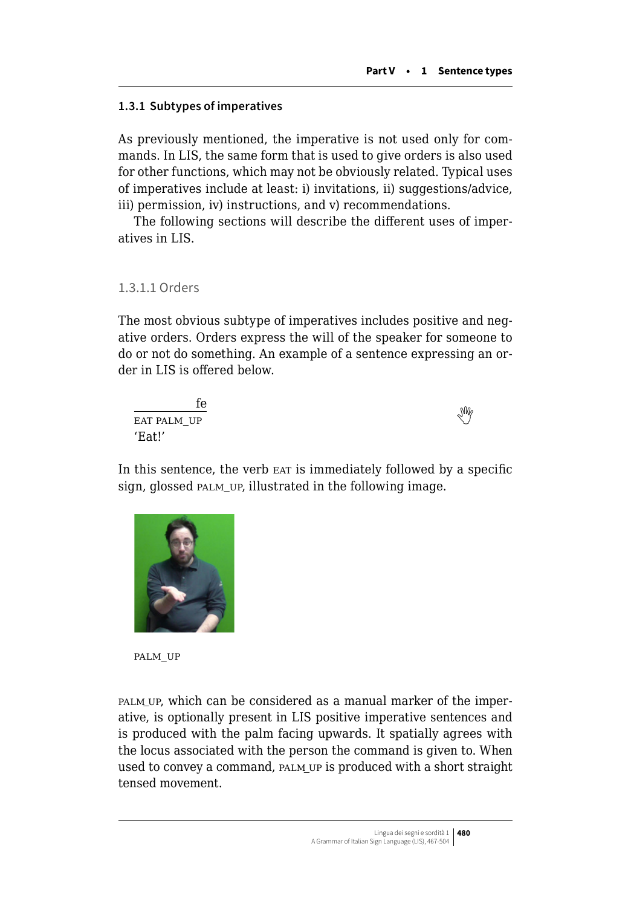### 1.3.1 Subtypes of imperatives

As previously mentioned, the imperative is not used only for commands. In LIS, the same form that is used to give orders is also used for other functions, which may not be obviously related. Typical uses of imperatives include at least: i) invitations, ii) suggestions/advice, iii) permission, iv) instructions, and v) recommendations.

The following sections will describe the different uses of imperatives in LIS.

#### 1.3.1.1 Orders

The most obvious subtype of imperatives includes positive and negative orders. Orders express the will of the speaker for someone to do or not do something. An example of a sentence expressing an order in LIS is offered below.

```
           fe
EAT PALM_UP
'Eat!'
```

In this sentence, the verb EAT is immediately followed by a specific sign, glossed PALM_UP, illustrated in the following image.

PALM_UP

PALM_UP, which can be considered as a manual marker of the imperative, is optionally present in LIS positive imperative sentences and is produced with the palm facing upwards. It spatially agrees with the locus associated with the person the command is given to. When used to convey a command, PALM_UP is produced with a short straight tensed movement.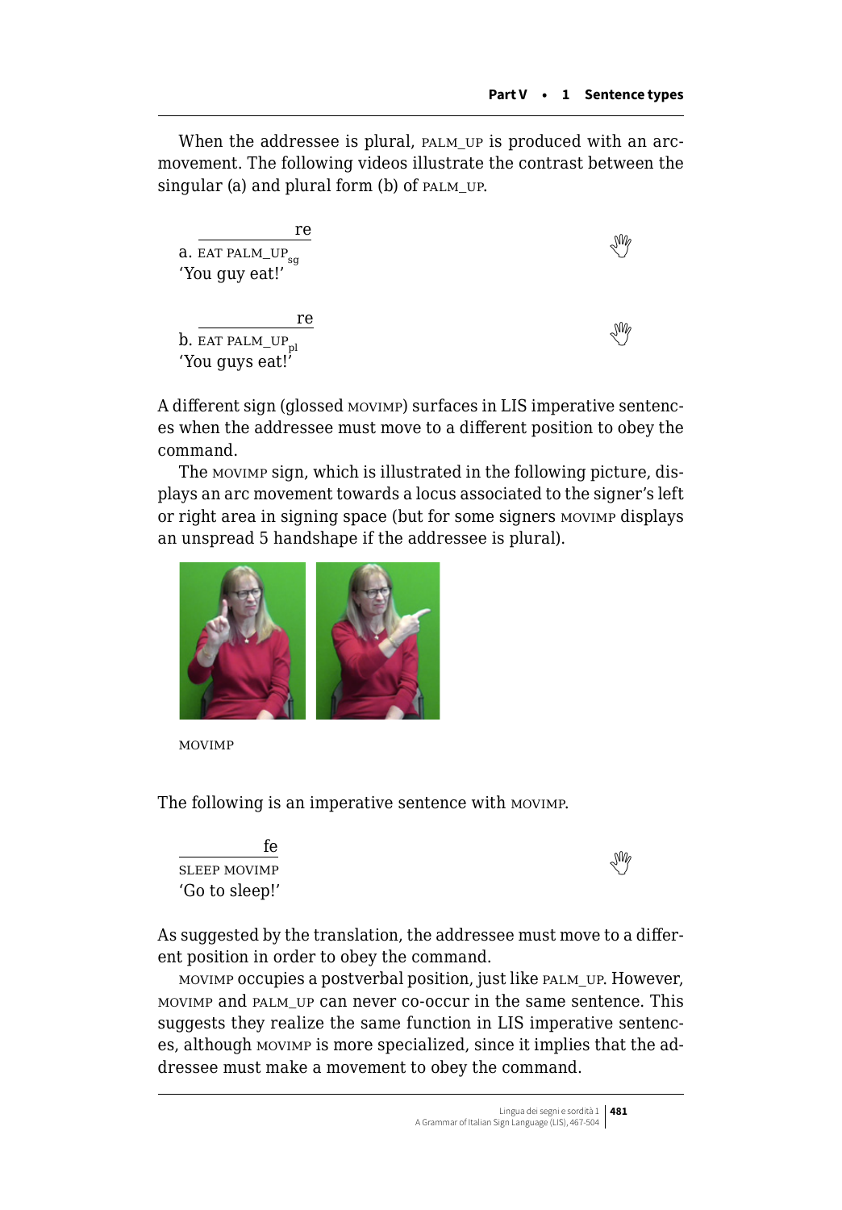When the addressee is plural, PALM_UP is produced with an arc-movement. The following videos illustrate the contrast between the singular (a) and plural form (b) of PALM_UP.

a. EAT PALM_UP$_{sg}$ (re)
'You guy eat!'

b. EAT PALM_UP$_{pl}$ (re)
'You guys eat!'

A different sign (glossed MOVIMP) surfaces in LIS imperative sentences when the addressee must move to a different position to obey the command.

The MOVIMP sign, which is illustrated in the following picture, displays an arc movement towards a locus associated to the signer's left or right area in signing space (but for some signers MOVIMP displays an unspread 5 handshape if the addressee is plural).

MOVIMP

The following is an imperative sentence with MOVIMP.

SLEEP MOVIMP (fe)
'Go to sleep!'

As suggested by the translation, the addressee must move to a different position in order to obey the command.

MOVIMP occupies a postverbal position, just like PALM_UP. However, MOVIMP and PALM_UP can never co-occur in the same sentence. This suggests they realize the same function in LIS imperative sentences, although MOVIMP is more specialized, since it implies that the addressee must make a movement to obey the command.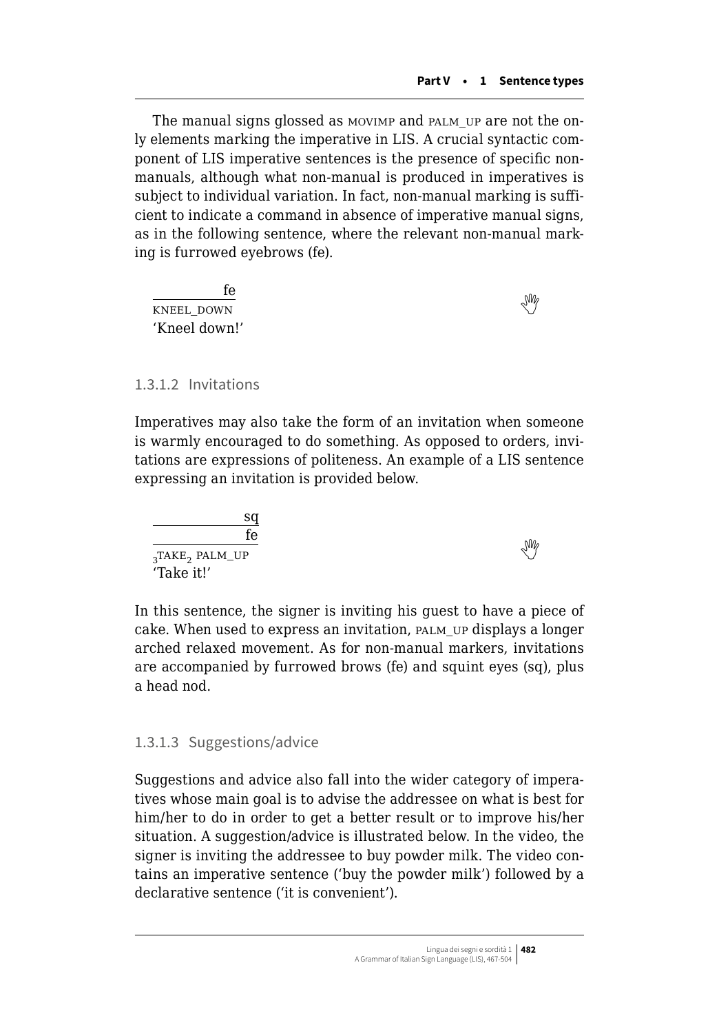The manual signs glossed as MOVIMP and PALM_UP are not the only elements marking the imperative in LIS. A crucial syntactic component of LIS imperative sentences is the presence of specific non-manuals, although what non-manual is produced in imperatives is subject to individual variation. In fact, non-manual marking is sufficient to indicate a command in absence of imperative manual signs, as in the following sentence, where the relevant non-manual marking is furrowed eyebrows (fe).

```
          fe
KNEEL_DOWN
'Kneel down!'
```

### 1.3.1.2 Invitations

Imperatives may also take the form of an invitation when someone is warmly encouraged to do something. As opposed to orders, invitations are expressions of politeness. An example of a LIS sentence expressing an invitation is provided below.

```
                sq
                fe
3TAKE2 PALM_UP
'Take it!'
```

In this sentence, the signer is inviting his guest to have a piece of cake. When used to express an invitation, PALM_UP displays a longer arched relaxed movement. As for non-manual markers, invitations are accompanied by furrowed brows (fe) and squint eyes (sq), plus a head nod.

### 1.3.1.3 Suggestions/advice

Suggestions and advice also fall into the wider category of imperatives whose main goal is to advise the addressee on what is best for him/her to do in order to get a better result or to improve his/her situation. A suggestion/advice is illustrated below. In the video, the signer is inviting the addressee to buy powder milk. The video contains an imperative sentence ('buy the powder milk') followed by a declarative sentence ('it is convenient').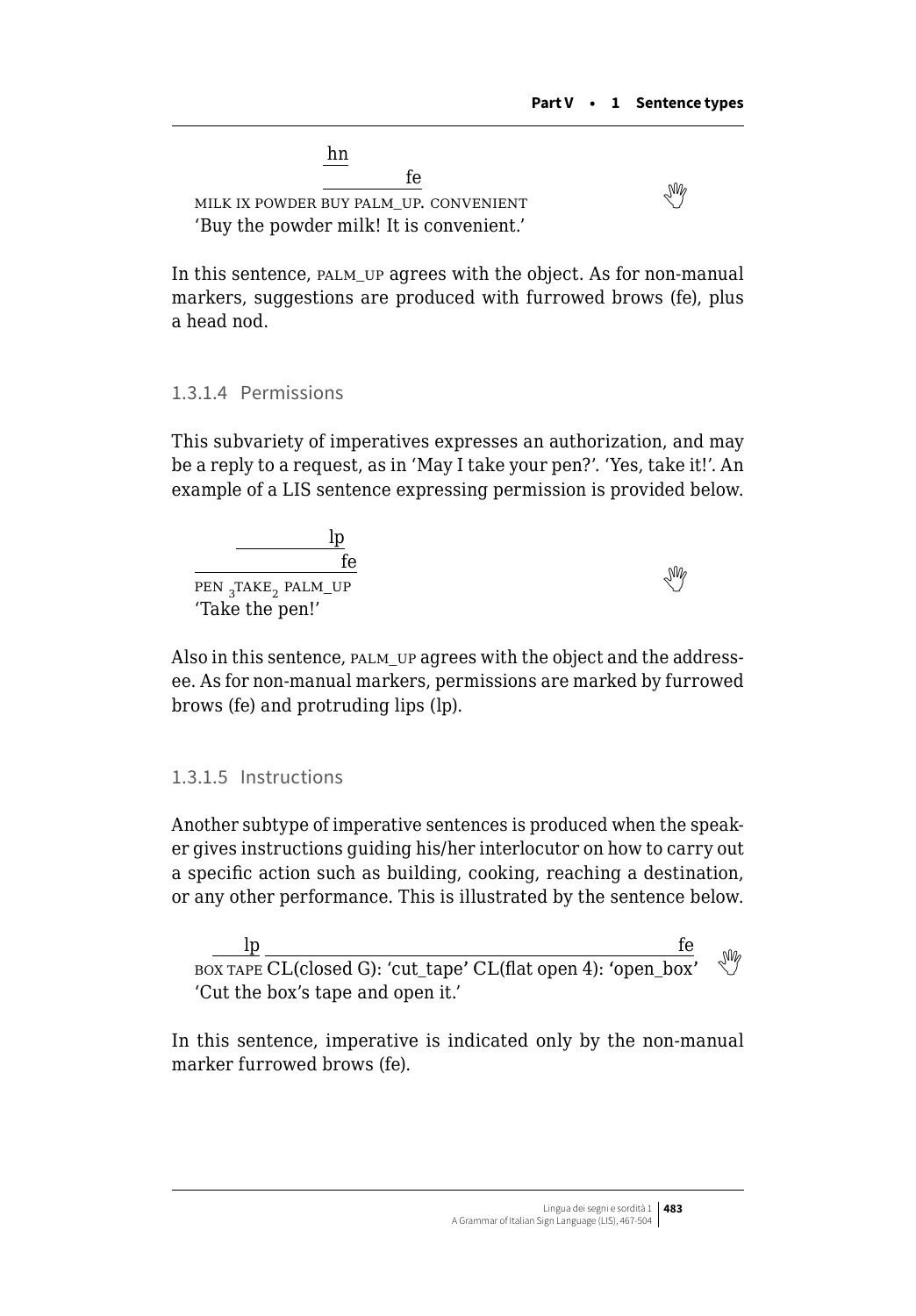```
            hn
            _______fe
MILK IX POWDER BUY PALM_UP. CONVENIENT
```
'Buy the powder milk! It is convenient.'

In this sentence, PALM_UP agrees with the object. As for non-manual markers, suggestions are produced with furrowed brows (fe), plus a head nod.

#### 1.3.1.4 Permissions

This subvariety of imperatives expresses an authorization, and may be a reply to a request, as in 'May I take your pen?'. 'Yes, take it!'. An example of a LIS sentence expressing permission is provided below.

```
      _______lp
___________fe
PEN 3TAKE2 PALM_UP
```
'Take the pen!'

Also in this sentence, PALM_UP agrees with the object and the addressee. As for non-manual markers, permissions are marked by furrowed brows (fe) and protruding lips (lp).

#### 1.3.1.5 Instructions

Another subtype of imperative sentences is produced when the speaker gives instructions guiding his/her interlocutor on how to carry out a specific action such as building, cooking, reaching a destination, or any other performance. This is illustrated by the sentence below.

```
__lp ______________________________________________fe
BOX TAPE CL(closed G): 'cut_tape' CL(flat open 4): 'open_box'
```
'Cut the box's tape and open it.'

In this sentence, imperative is indicated only by the non-manual marker furrowed brows (fe).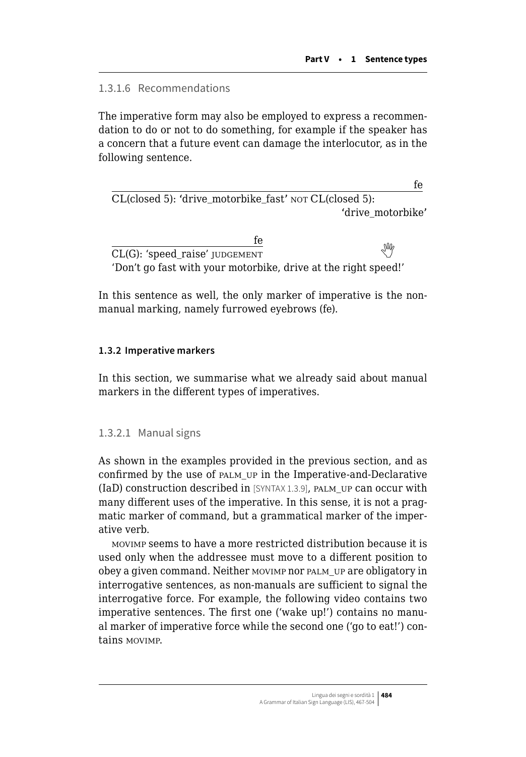#### 1.3.1.6 Recommendations

The imperative form may also be employed to express a recommendation to do or not to do something, for example if the speaker has a concern that a future event can damage the interlocutor, as in the following sentence.

fe
CL(closed 5): 'drive_motorbike_fast' NOT CL(closed 5): 'drive_motorbike'

fe
CL(G): 'speed_raise' JUDGEMENT
'Don't go fast with your motorbike, drive at the right speed!'

In this sentence as well, the only marker of imperative is the non-manual marking, namely furrowed eyebrows (fe).

### 1.3.2 Imperative markers

In this section, we summarise what we already said about manual markers in the different types of imperatives.

#### 1.3.2.1 Manual signs

As shown in the examples provided in the previous section, and as confirmed by the use of PALM_UP in the Imperative-and-Declarative (IaD) construction described in [SYNTAX 1.3.9], PALM_UP can occur with many different uses of the imperative. In this sense, it is not a pragmatic marker of command, but a grammatical marker of the imperative verb.

MOVIMP seems to have a more restricted distribution because it is used only when the addressee must move to a different position to obey a given command. Neither MOVIMP nor PALM_UP are obligatory in interrogative sentences, as non-manuals are sufficient to signal the interrogative force. For example, the following video contains two imperative sentences. The first one ('wake up!') contains no manual marker of imperative force while the second one ('go to eat!') contains MOVIMP.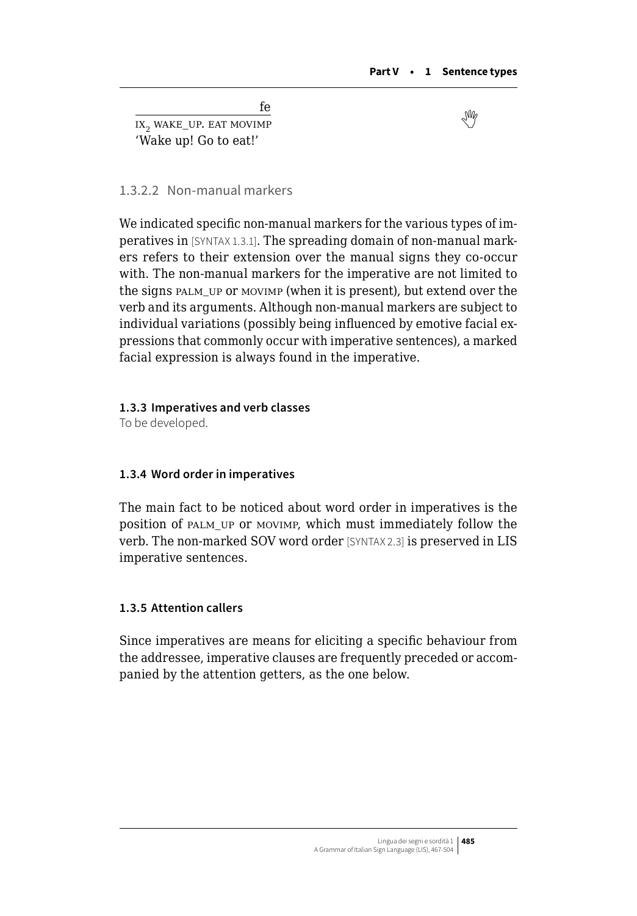fe
IX$_2$ WAKE_UP. EAT MOVIMP
'Wake up! Go to eat!'

#### 1.3.2.2 Non-manual markers

We indicated specific non-manual markers for the various types of imperatives in [SYNTAX 1.3.1]. The spreading domain of non-manual markers refers to their extension over the manual signs they co-occur with. The non-manual markers for the imperative are not limited to the signs PALM_UP or MOVIMP (when it is present), but extend over the verb and its arguments. Although non-manual markers are subject to individual variations (possibly being influenced by emotive facial expressions that commonly occur with imperative sentences), a marked facial expression is always found in the imperative.

### 1.3.3 Imperatives and verb classes

To be developed.

### 1.3.4 Word order in imperatives

The main fact to be noticed about word order in imperatives is the position of PALM_UP or MOVIMP, which must immediately follow the verb. The non-marked SOV word order [SYNTAX 2.3] is preserved in LIS imperative sentences.

### 1.3.5 Attention callers

Since imperatives are means for eliciting a specific behaviour from the addressee, imperative clauses are frequently preceded or accompanied by the attention getters, as the one below.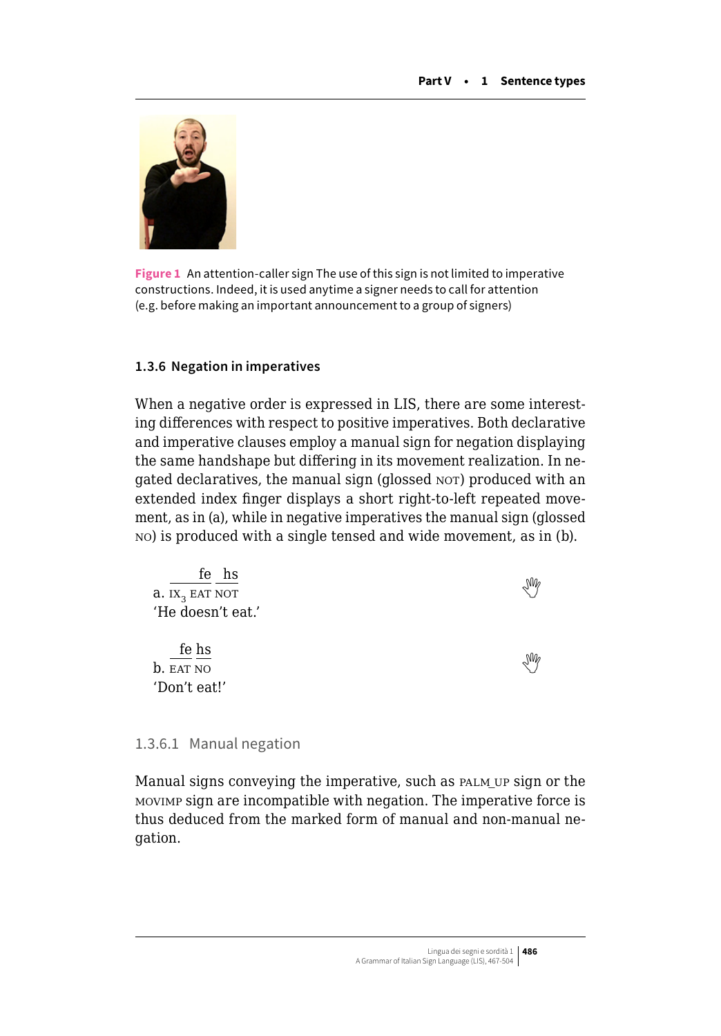**Figure 1** An attention-caller sign The use of this sign is not limited to imperative constructions. Indeed, it is used anytime a signer needs to call for attention (e.g. before making an important announcement to a group of signers)

### 1.3.6 Negation in imperatives

When a negative order is expressed in LIS, there are some interesting differences with respect to positive imperatives. Both declarative and imperative clauses employ a manual sign for negation displaying the same handshape but differing in its movement realization. In negated declaratives, the manual sign (glossed NOT) produced with an extended index finger displays a short right-to-left repeated movement, as in (a), while in negative imperatives the manual sign (glossed NO) is produced with a single tensed and wide movement, as in (b).

```
          ____fe  __hs
a. IX3 EAT NOT
'He doesn't eat.'

   __fe __hs
b. EAT NO
'Don't eat!'
```

#### 1.3.6.1 Manual negation

Manual signs conveying the imperative, such as PALM_UP sign or the MOVIMP sign are incompatible with negation. The imperative force is thus deduced from the marked form of manual and non-manual negation.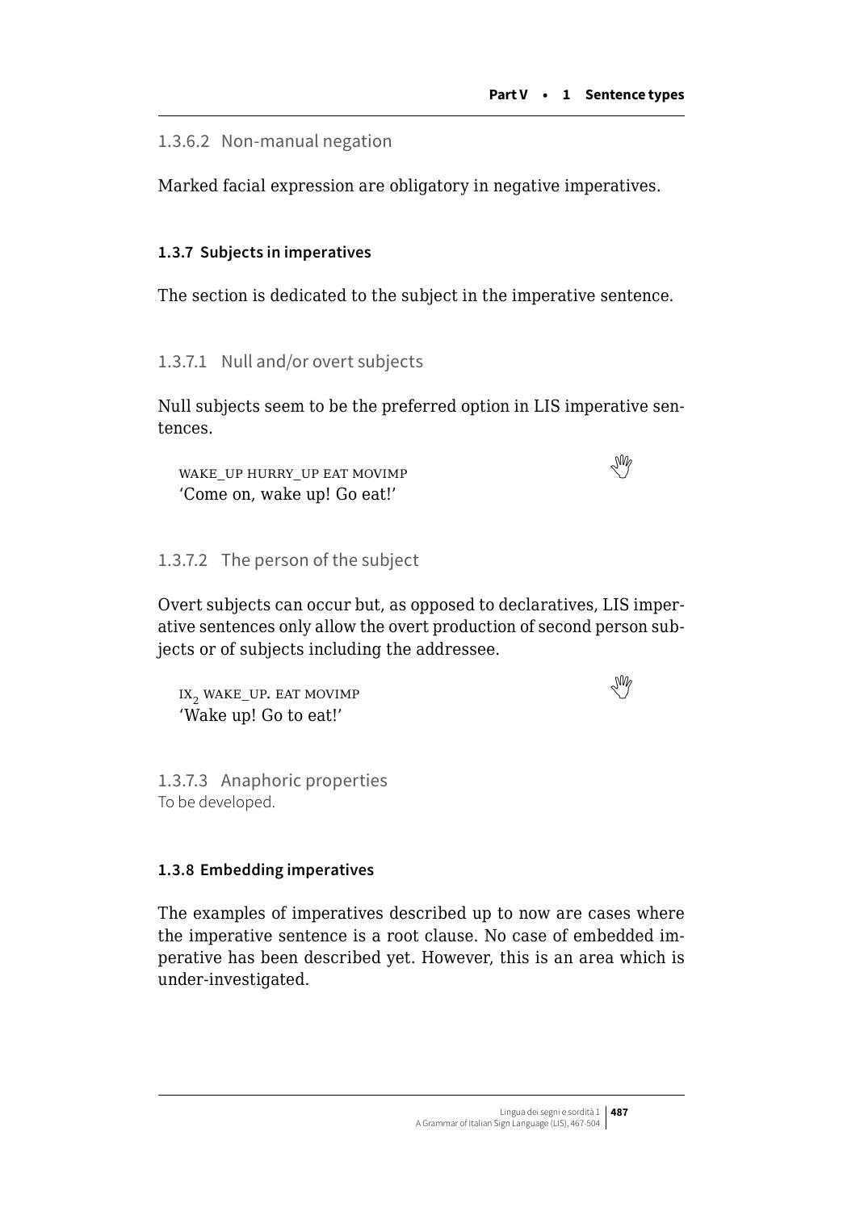#### 1.3.6.2 Non-manual negation

Marked facial expression are obligatory in negative imperatives.

### 1.3.7 Subjects in imperatives

The section is dedicated to the subject in the imperative sentence.

#### 1.3.7.1 Null and/or overt subjects

Null subjects seem to be the preferred option in LIS imperative sentences.

WAKE_UP HURRY_UP EAT MOVIMP
'Come on, wake up! Go eat!'

#### 1.3.7.2 The person of the subject

Overt subjects can occur but, as opposed to declaratives, LIS imperative sentences only allow the overt production of second person subjects or of subjects including the addressee.

$IX_2$ WAKE_UP. EAT MOVIMP
'Wake up! Go to eat!'

#### 1.3.7.3 Anaphoric properties

To be developed.

### 1.3.8 Embedding imperatives

The examples of imperatives described up to now are cases where the imperative sentence is a root clause. No case of embedded imperative has been described yet. However, this is an area which is under-investigated.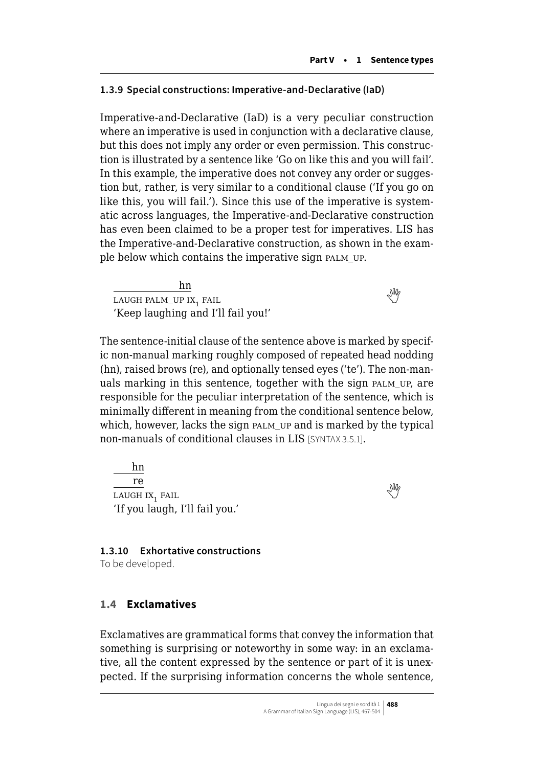### 1.3.9 Special constructions: Imperative-and-Declarative (IaD)

Imperative-and-Declarative (IaD) is a very peculiar construction where an imperative is used in conjunction with a declarative clause, but this does not imply any order or even permission. This construction is illustrated by a sentence like 'Go on like this and you will fail'. In this example, the imperative does not convey any order or suggestion but, rather, is very similar to a conditional clause ('If you go on like this, you will fail.'). Since this use of the imperative is systematic across languages, the Imperative-and-Declarative construction has even been claimed to be a proper test for imperatives. LIS has the Imperative-and-Declarative construction, as shown in the example below which contains the imperative sign PALM_UP.

```
            hn
LAUGH PALM_UP IX1 FAIL
'Keep laughing and I'll fail you!'
```

The sentence-initial clause of the sentence above is marked by specific non-manual marking roughly composed of repeated head nodding (hn), raised brows (re), and optionally tensed eyes ('te'). The non-manuals marking in this sentence, together with the sign PALM_UP, are responsible for the peculiar interpretation of the sentence, which is minimally different in meaning from the conditional sentence below, which, however, lacks the sign PALM_UP and is marked by the typical non-manuals of conditional clauses in LIS [SYNTAX 3.5.1].

```
     hn
     re
LAUGH IX1 FAIL
'If you laugh, I'll fail you.'
```

### 1.3.10 Exhortative constructions

To be developed.

## 1.4 Exclamatives

Exclamatives are grammatical forms that convey the information that something is surprising or noteworthy in some way: in an exclamative, all the content expressed by the sentence or part of it is unexpected. If the surprising information concerns the whole sentence,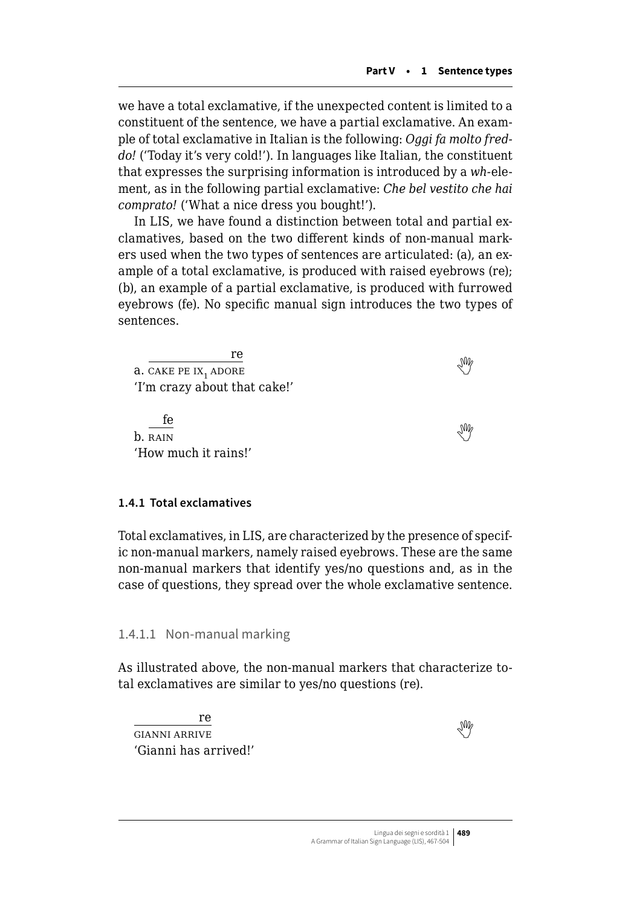we have a total exclamative, if the unexpected content is limited to a constituent of the sentence, we have a partial exclamative. An example of total exclamative in Italian is the following: *Oggi fa molto freddo!* ('Today it's very cold!'). In languages like Italian, the constituent that expresses the surprising information is introduced by a *wh*-element, as in the following partial exclamative: *Che bel vestito che hai comprato!* ('What a nice dress you bought!').

In LIS, we have found a distinction between total and partial exclamatives, based on the two different kinds of non-manual markers used when the two types of sentences are articulated: (a), an example of a total exclamative, is produced with raised eyebrows (re); (b), an example of a partial exclamative, is produced with furrowed eyebrows (fe). No specific manual sign introduces the two types of sentences.

```
   ______________re
a. CAKE PE IX_1 ADORE
'I'm crazy about that cake!'
```

```
   __fe
b. RAIN
'How much it rains!'
```

### 1.4.1 Total exclamatives

Total exclamatives, in LIS, are characterized by the presence of specific non-manual markers, namely raised eyebrows. These are the same non-manual markers that identify yes/no questions and, as in the case of questions, they spread over the whole exclamative sentence.

#### 1.4.1.1 Non-manual marking

As illustrated above, the non-manual markers that characterize total exclamatives are similar to yes/no questions (re).

```
____________re
GIANNI ARRIVE
'Gianni has arrived!'
```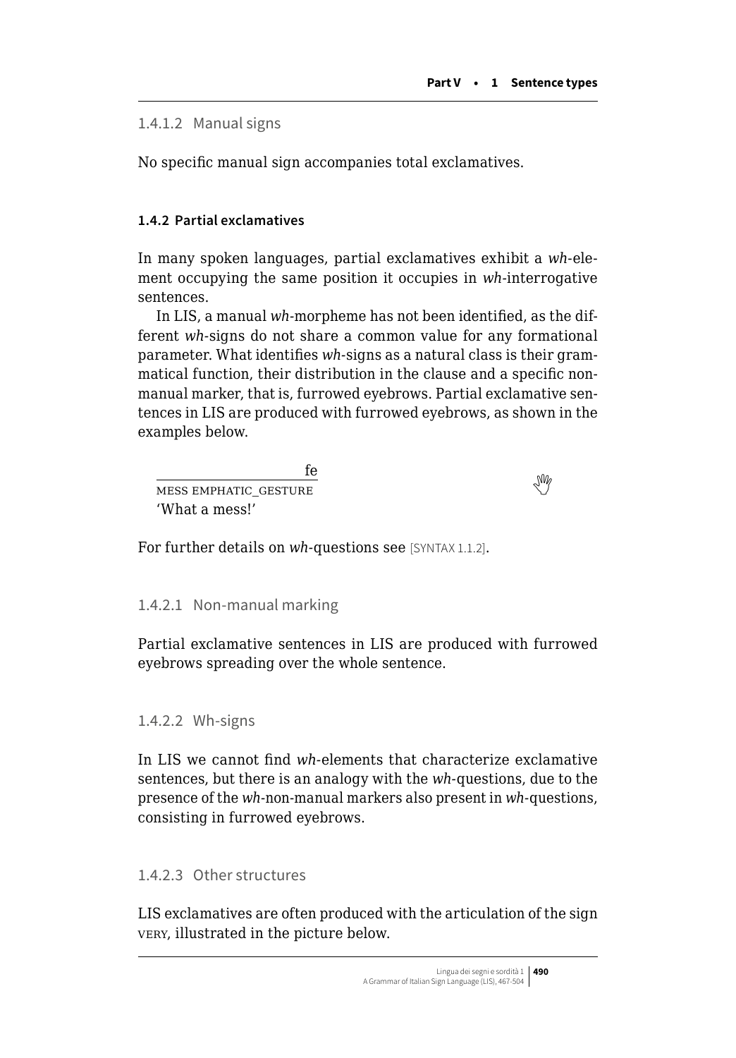#### 1.4.1.2 Manual signs

No specific manual sign accompanies total exclamatives.

### 1.4.2 Partial exclamatives

In many spoken languages, partial exclamatives exhibit a *wh*-element occupying the same position it occupies in *wh*-interrogative sentences.

In LIS, a manual *wh*-morpheme has not been identified, as the different *wh*-signs do not share a common value for any formational parameter. What identifies *wh*-signs as a natural class is their grammatical function, their distribution in the clause and a specific non-manual marker, that is, furrowed eyebrows. Partial exclamative sentences in LIS are produced with furrowed eyebrows, as shown in the examples below.

```
                    fe
MESS EMPHATIC_GESTURE
'What a mess!'
```

For further details on *wh*-questions see [SYNTAX 1.1.2].

#### 1.4.2.1 Non-manual marking

Partial exclamative sentences in LIS are produced with furrowed eyebrows spreading over the whole sentence.

#### 1.4.2.2 Wh-signs

In LIS we cannot find *wh*-elements that characterize exclamative sentences, but there is an analogy with the *wh*-questions, due to the presence of the *wh*-non-manual markers also present in *wh*-questions, consisting in furrowed eyebrows.

#### 1.4.2.3 Other structures

LIS exclamatives are often produced with the articulation of the sign VERY, illustrated in the picture below.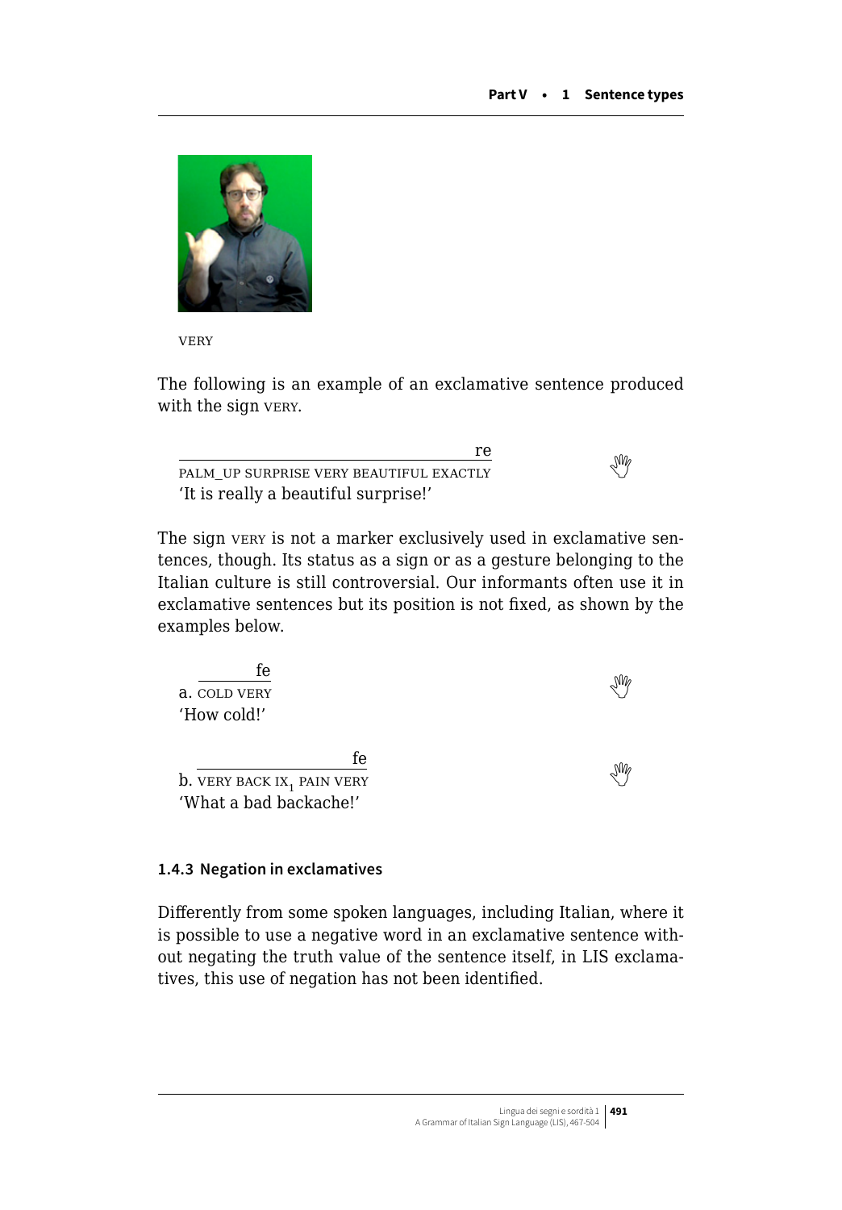VERY

The following is an example of an exclamative sentence produced with the sign VERY.

re (over the entire sentence)
PALM_UP SURPRISE VERY BEAUTIFUL EXACTLY
'It is really a beautiful surprise!'

The sign VERY is not a marker exclusively used in exclamative sentences, though. Its status as a sign or as a gesture belonging to the Italian culture is still controversial. Our informants often use it in exclamative sentences but its position is not fixed, as shown by the examples below.

a. fe (over COLD VERY)
COLD VERY
'How cold!'

b. fe (over the entire sentence)
VERY BACK $IX_1$ PAIN VERY
'What a bad backache!'

### 1.4.3 Negation in exclamatives

Differently from some spoken languages, including Italian, where it is possible to use a negative word in an exclamative sentence without negating the truth value of the sentence itself, in LIS exclamatives, this use of negation has not been identified.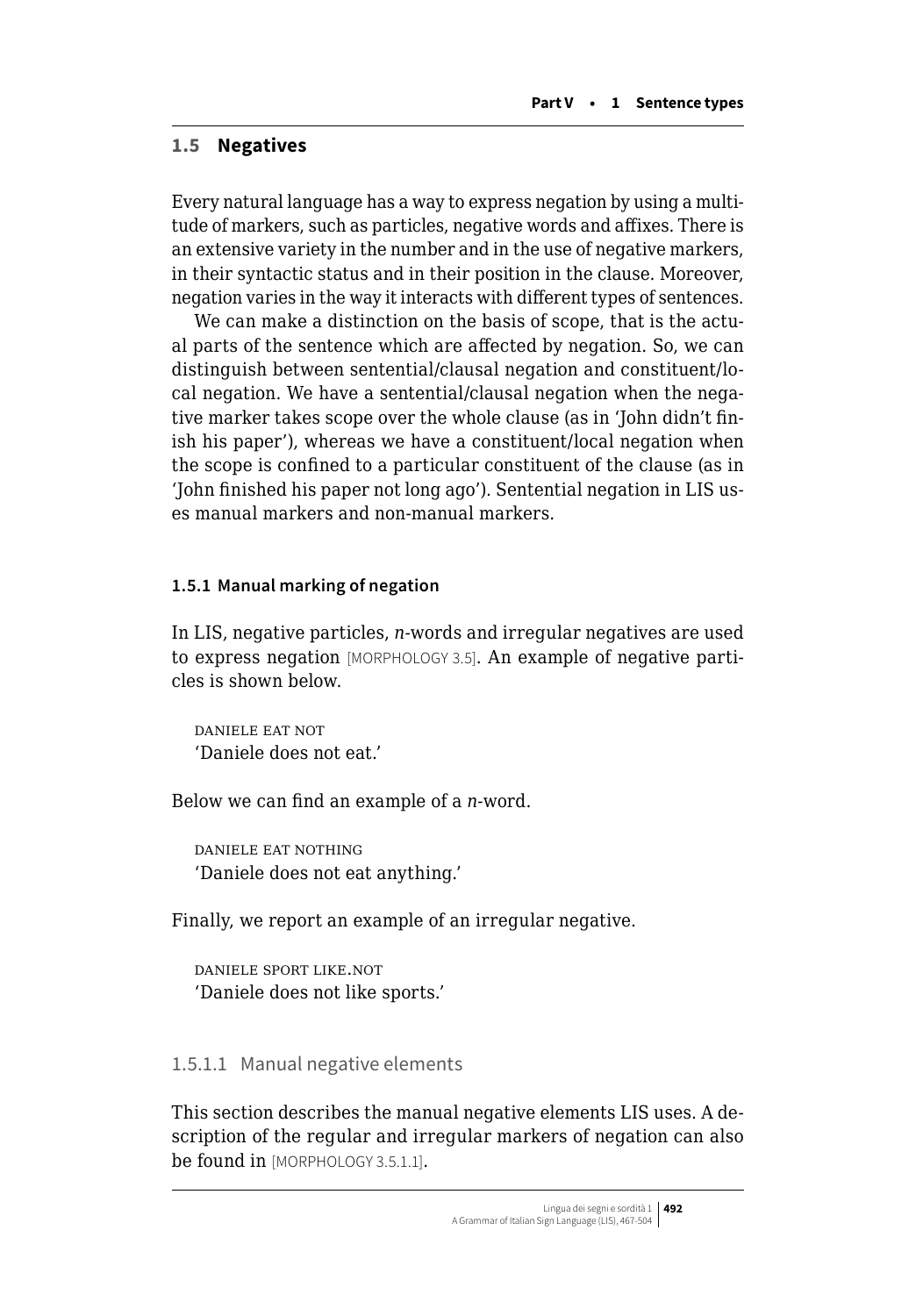## 1.5 Negatives

Every natural language has a way to express negation by using a multitude of markers, such as particles, negative words and affixes. There is an extensive variety in the number and in the use of negative markers, in their syntactic status and in their position in the clause. Moreover, negation varies in the way it interacts with different types of sentences.

We can make a distinction on the basis of scope, that is the actual parts of the sentence which are affected by negation. So, we can distinguish between sentential/clausal negation and constituent/local negation. We have a sentential/clausal negation when the negative marker takes scope over the whole clause (as in 'John didn't finish his paper'), whereas we have a constituent/local negation when the scope is confined to a particular constituent of the clause (as in 'John finished his paper not long ago'). Sentential negation in LIS uses manual markers and non-manual markers.

### 1.5.1 Manual marking of negation

In LIS, negative particles, *n*-words and irregular negatives are used to express negation [MORPHOLOGY 3.5]. An example of negative particles is shown below.

DANIELE EAT NOT
'Daniele does not eat.'

Below we can find an example of a *n*-word.

DANIELE EAT NOTHING
'Daniele does not eat anything.'

Finally, we report an example of an irregular negative.

DANIELE SPORT LIKE.NOT
'Daniele does not like sports.'

#### 1.5.1.1 Manual negative elements

This section describes the manual negative elements LIS uses. A description of the regular and irregular markers of negation can also be found in [MORPHOLOGY 3.5.1.1].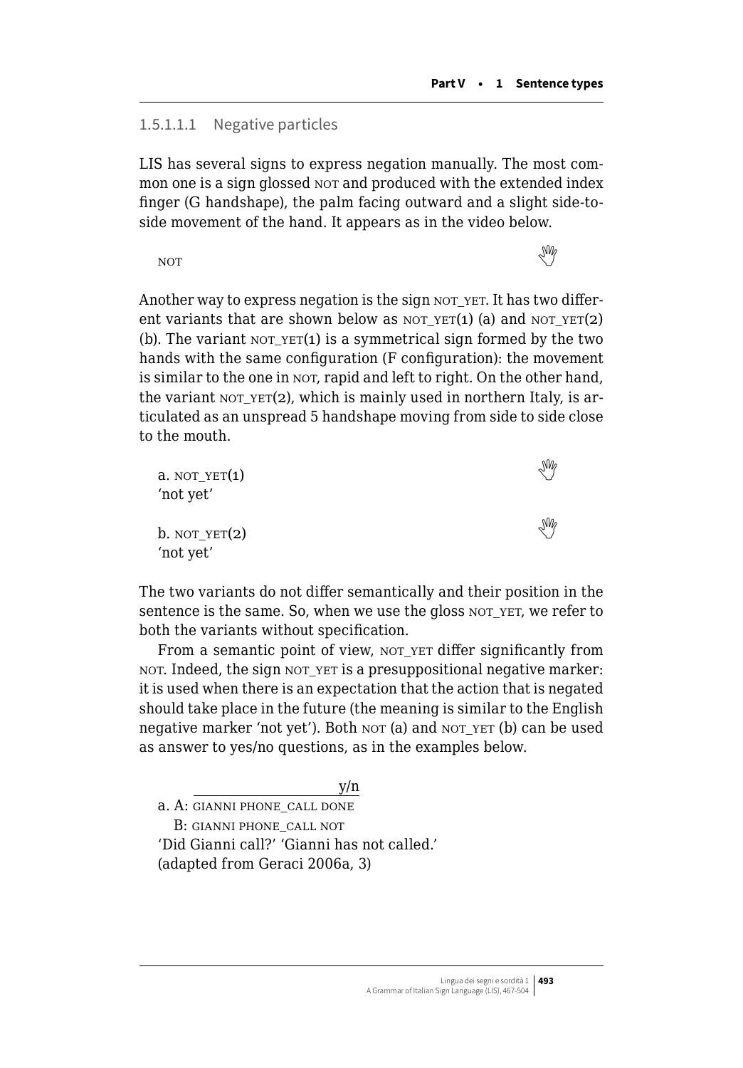#### 1.5.1.1.1 Negative particles

LIS has several signs to express negation manually. The most common one is a sign glossed NOT and produced with the extended index finger (G handshape), the palm facing outward and a slight side-to-side movement of the hand. It appears as in the video below.

NOT

Another way to express negation is the sign NOT_YET. It has two different variants that are shown below as NOT_YET(1) (a) and NOT_YET(2) (b). The variant NOT_YET(1) is a symmetrical sign formed by the two hands with the same configuration (F configuration): the movement is similar to the one in NOT, rapid and left to right. On the other hand, the variant NOT_YET(2), which is mainly used in northern Italy, is articulated as an unspread 5 handshape moving from side to side close to the mouth.

a. NOT_YET(1)
'not yet'

b. NOT_YET(2)
'not yet'

The two variants do not differ semantically and their position in the sentence is the same. So, when we use the gloss NOT_YET, we refer to both the variants without specification.

From a semantic point of view, NOT_YET differ significantly from NOT. Indeed, the sign NOT_YET is a presuppositional negative marker: it is used when there is an expectation that the action that is negated should take place in the future (the meaning is similar to the English negative marker 'not yet'). Both NOT (a) and NOT_YET (b) can be used as answer to yes/no questions, as in the examples below.

```
              ____________y/n
a. A: GIANNI PHONE_CALL DONE
   B: GIANNI PHONE_CALL NOT
```
'Did Gianni call?' 'Gianni has not called.'
(adapted from Geraci 2006a, 3)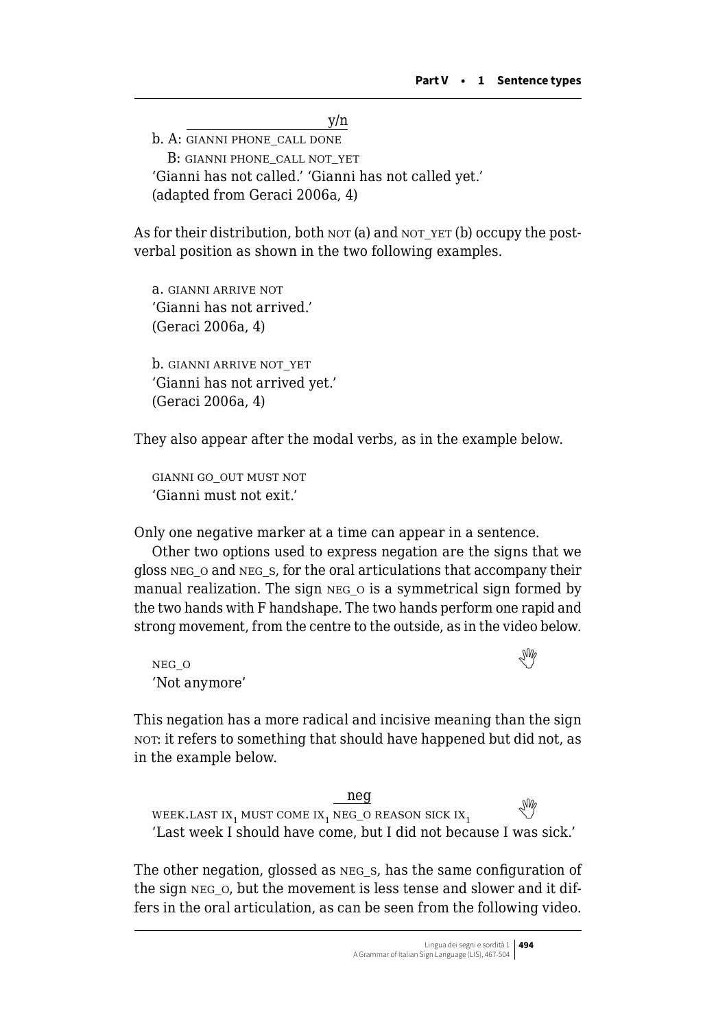y/n

b. A: GIANNI PHONE_CALL DONE

B: GIANNI PHONE_CALL NOT_YET

'Gianni has not called.' 'Gianni has not called yet.'

(adapted from Geraci 2006a, 4)

As for their distribution, both NOT (a) and NOT_YET (b) occupy the post-verbal position as shown in the two following examples.

a. GIANNI ARRIVE NOT

'Gianni has not arrived.'

(Geraci 2006a, 4)

b. GIANNI ARRIVE NOT_YET

'Gianni has not arrived yet.'

(Geraci 2006a, 4)

They also appear after the modal verbs, as in the example below.

GIANNI GO_OUT MUST NOT

'Gianni must not exit.'

Only one negative marker at a time can appear in a sentence.

Other two options used to express negation are the signs that we gloss NEG_O and NEG_S, for the oral articulations that accompany their manual realization. The sign NEG_O is a symmetrical sign formed by the two hands with F handshape. The two hands perform one rapid and strong movement, from the centre to the outside, as in the video below.

NEG_O

'Not anymore'

This negation has a more radical and incisive meaning than the sign NOT: it refers to something that should have happened but did not, as in the example below.

neg

WEEK.LAST $IX_1$ MUST COME $IX_1$ NEG_O REASON SICK $IX_1$

'Last week I should have come, but I did not because I was sick.'

The other negation, glossed as NEG_S, has the same configuration of the sign NEG_O, but the movement is less tense and slower and it differs in the oral articulation, as can be seen from the following video.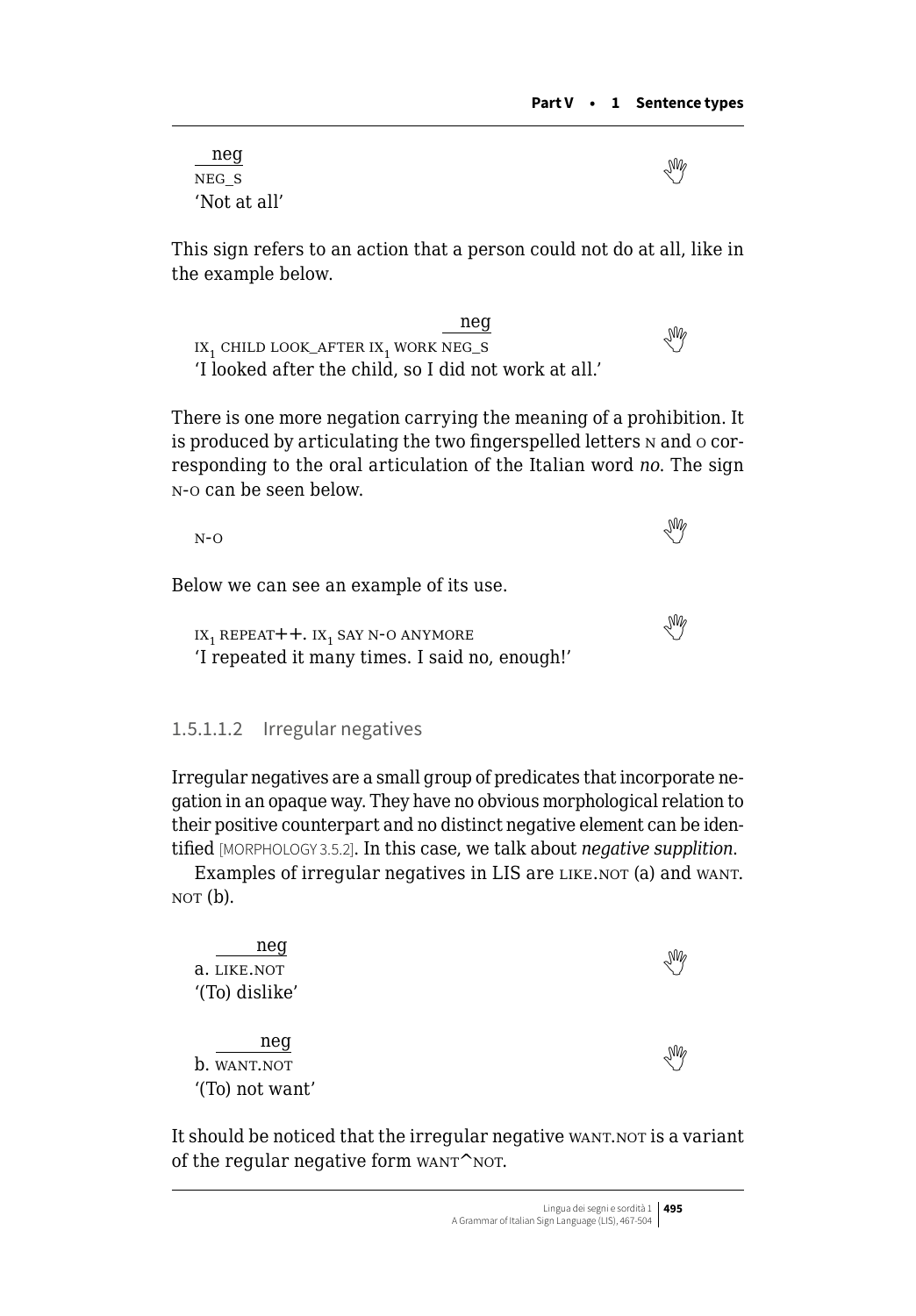neg
NEG_S
'Not at all'

This sign refers to an action that a person could not do at all, like in the example below.

neg
$IX_1$ CHILD LOOK_AFTER $IX_1$ WORK NEG_S
'I looked after the child, so I did not work at all.'

There is one more negation carrying the meaning of a prohibition. It is produced by articulating the two fingerspelled letters N and O corresponding to the oral articulation of the Italian word *no*. The sign N-O can be seen below.

N-O

Below we can see an example of its use.

$IX_1$ REPEAT++. $IX_1$ SAY N-O ANYMORE
'I repeated it many times. I said no, enough!'

#### 1.5.1.1.2 Irregular negatives

Irregular negatives are a small group of predicates that incorporate negation in an opaque way. They have no obvious morphological relation to their positive counterpart and no distinct negative element can be identified [MORPHOLOGY 3.5.2]. In this case, we talk about *negative supplition*.

Examples of irregular negatives in LIS are LIKE.NOT (a) and WANT.NOT (b).

neg
a. LIKE.NOT
'(To) dislike'

neg
b. WANT.NOT
'(To) not want'

It should be noticed that the irregular negative WANT.NOT is a variant of the regular negative form WANT^NOT.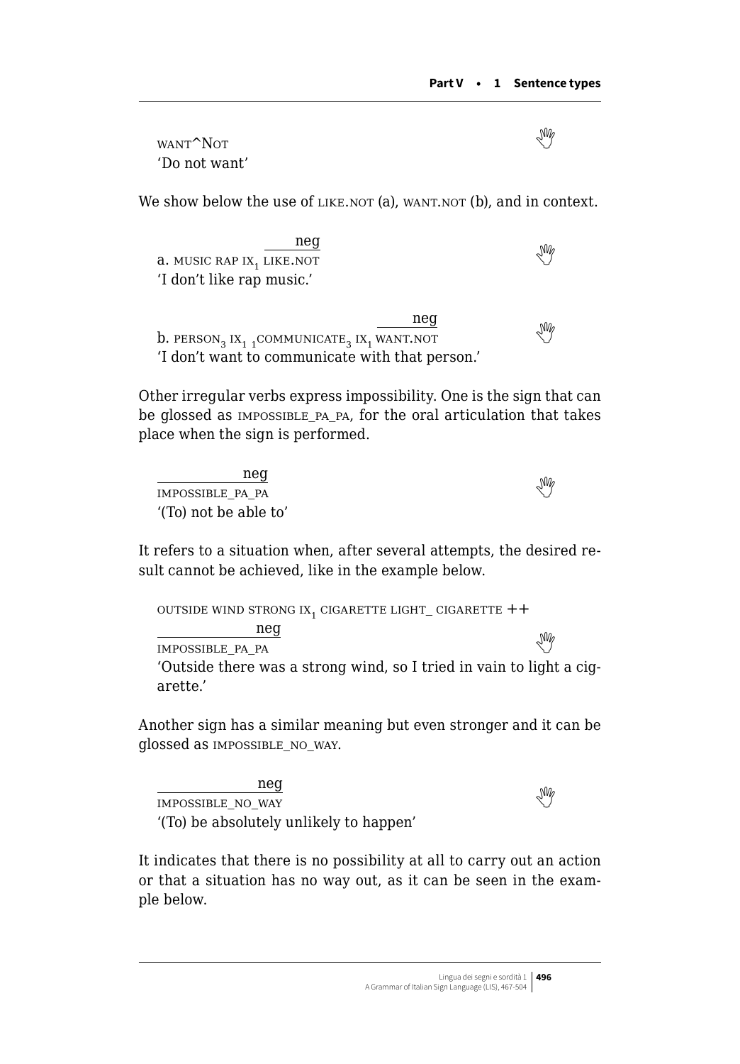WANT^NOT
'Do not want'

We show below the use of LIKE.NOT (a), WANT.NOT (b), and in context.

a. MUSIC RAP $IX_1$ $\overline{\text{LIKE.NOT}}^{\text{neg}}$
'I don't like rap music.'

b. $PERSON_3$ $IX_1$ ${}_1COMMUNICATE_3$ $IX_1$ $\overline{\text{WANT.NOT}}^{\text{neg}}$
'I don't want to communicate with that person.'

Other irregular verbs express impossibility. One is the sign that can be glossed as IMPOSSIBLE_PA_PA, for the oral articulation that takes place when the sign is performed.

$\overline{\text{IMPOSSIBLE\_PA\_PA}}^{\text{neg}}$
'(To) not be able to'

It refers to a situation when, after several attempts, the desired result cannot be achieved, like in the example below.

OUTSIDE WIND STRONG $IX_1$ CIGARETTE LIGHT_ CIGARETTE ++
$\overline{\text{IMPOSSIBLE\_PA\_PA}}^{\text{neg}}$
'Outside there was a strong wind, so I tried in vain to light a cigarette.'

Another sign has a similar meaning but even stronger and it can be glossed as IMPOSSIBLE_NO_WAY.

$\overline{\text{IMPOSSIBLE\_NO\_WAY}}^{\text{neg}}$
'(To) be absolutely unlikely to happen'

It indicates that there is no possibility at all to carry out an action or that a situation has no way out, as it can be seen in the example below.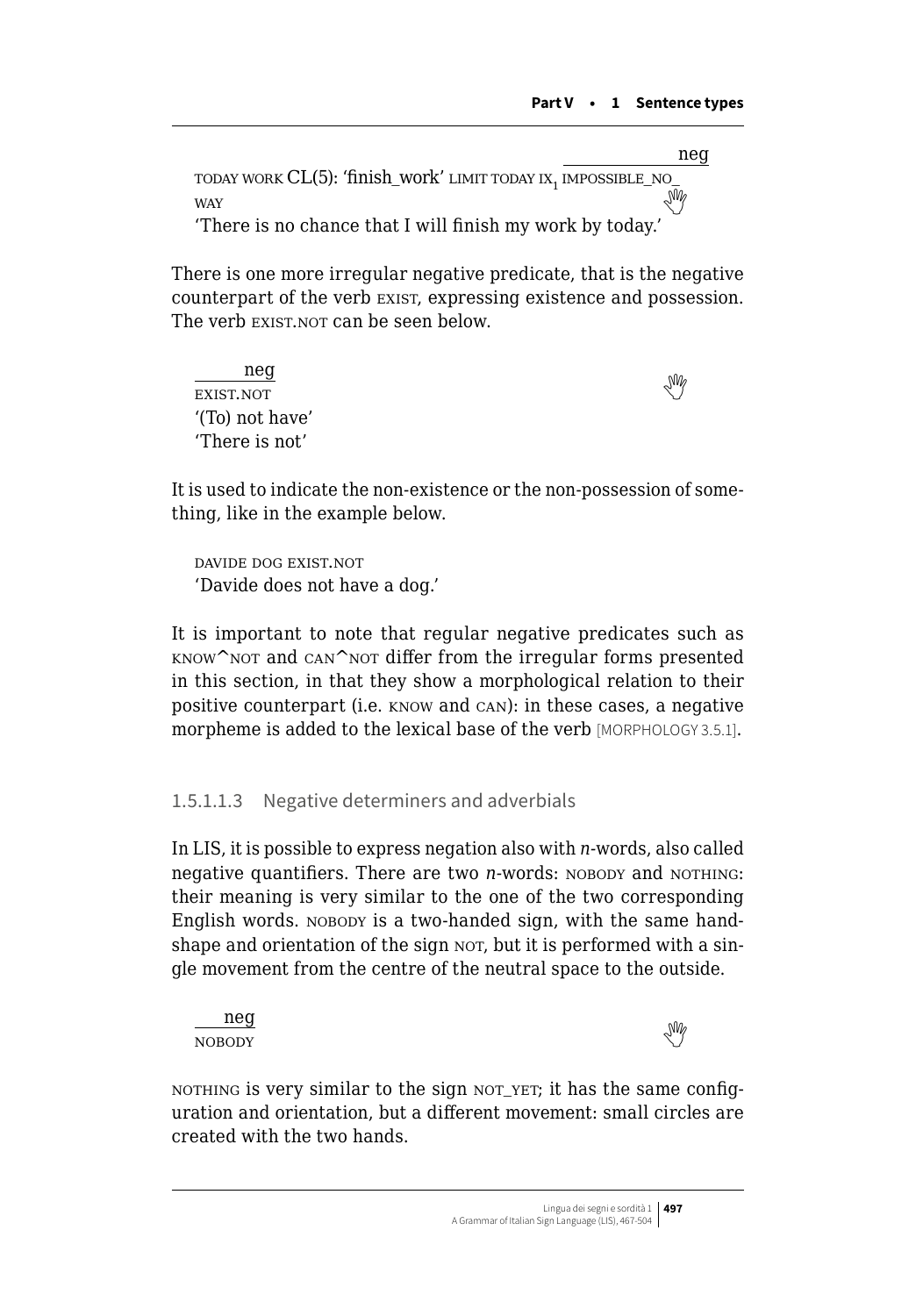neg

TODAY WORK CL(5): 'finish_work' LIMIT TODAY $IX_1$ IMPOSSIBLE_NO_WAY

'There is no chance that I will finish my work by today.'

There is one more irregular negative predicate, that is the negative counterpart of the verb EXIST, expressing existence and possession. The verb EXIST.NOT can be seen below.

neg

EXIST.NOT

'(To) not have'

'There is not'

It is used to indicate the non-existence or the non-possession of something, like in the example below.

DAVIDE DOG EXIST.NOT

'Davide does not have a dog.'

It is important to note that regular negative predicates such as KNOW^NOT and CAN^NOT differ from the irregular forms presented in this section, in that they show a morphological relation to their positive counterpart (i.e. KNOW and CAN): in these cases, a negative morpheme is added to the lexical base of the verb [MORPHOLOGY 3.5.1].

#### 1.5.1.1.3 Negative determiners and adverbials

In LIS, it is possible to express negation also with *n*-words, also called negative quantifiers. There are two *n*-words: NOBODY and NOTHING: their meaning is very similar to the one of the two corresponding English words. NOBODY is a two-handed sign, with the same handshape and orientation of the sign NOT, but it is performed with a single movement from the centre of the neutral space to the outside.

neg

NOBODY

NOTHING is very similar to the sign NOT_YET; it has the same configuration and orientation, but a different movement: small circles are created with the two hands.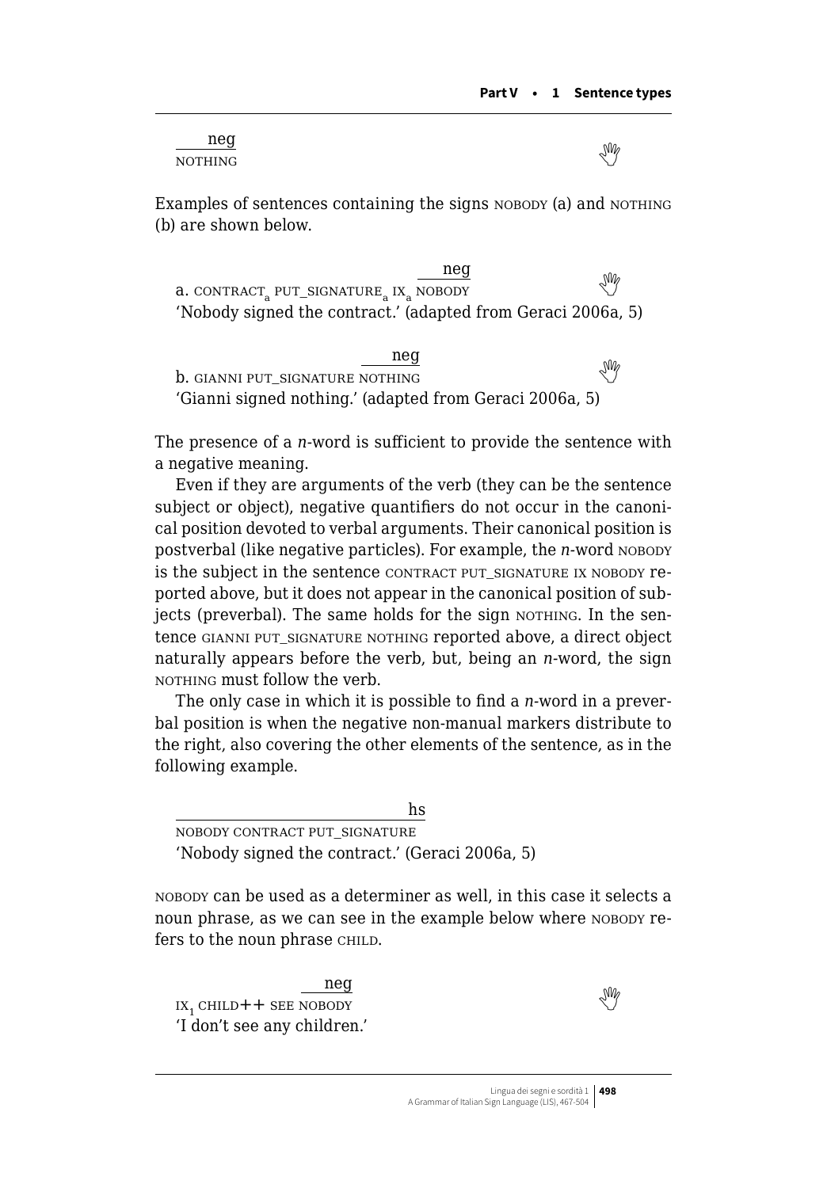neg
NOTHING

Examples of sentences containing the signs NOBODY (a) and NOTHING (b) are shown below.

neg
a. CONTRACT$_a$ PUT_SIGNATURE$_a$ IX$_a$ NOBODY
'Nobody signed the contract.' (adapted from Geraci 2006a, 5)

neg
b. GIANNI PUT_SIGNATURE NOTHING
'Gianni signed nothing.' (adapted from Geraci 2006a, 5)

The presence of a *n*-word is sufficient to provide the sentence with a negative meaning.

Even if they are arguments of the verb (they can be the sentence subject or object), negative quantifiers do not occur in the canonical position devoted to verbal arguments. Their canonical position is postverbal (like negative particles). For example, the *n*-word NOBODY is the subject in the sentence CONTRACT PUT_SIGNATURE IX NOBODY reported above, but it does not appear in the canonical position of subjects (preverbal). The same holds for the sign NOTHING. In the sentence GIANNI PUT_SIGNATURE NOTHING reported above, a direct object naturally appears before the verb, but, being an *n*-word, the sign NOTHING must follow the verb.

The only case in which it is possible to find a *n*-word in a preverbal position is when the negative non-manual markers distribute to the right, also covering the other elements of the sentence, as in the following example.

hs
NOBODY CONTRACT PUT_SIGNATURE
'Nobody signed the contract.' (Geraci 2006a, 5)

NOBODY can be used as a determiner as well, in this case it selects a noun phrase, as we can see in the example below where NOBODY refers to the noun phrase CHILD.

neg
IX$_1$ CHILD++ SEE NOBODY
'I don't see any children.'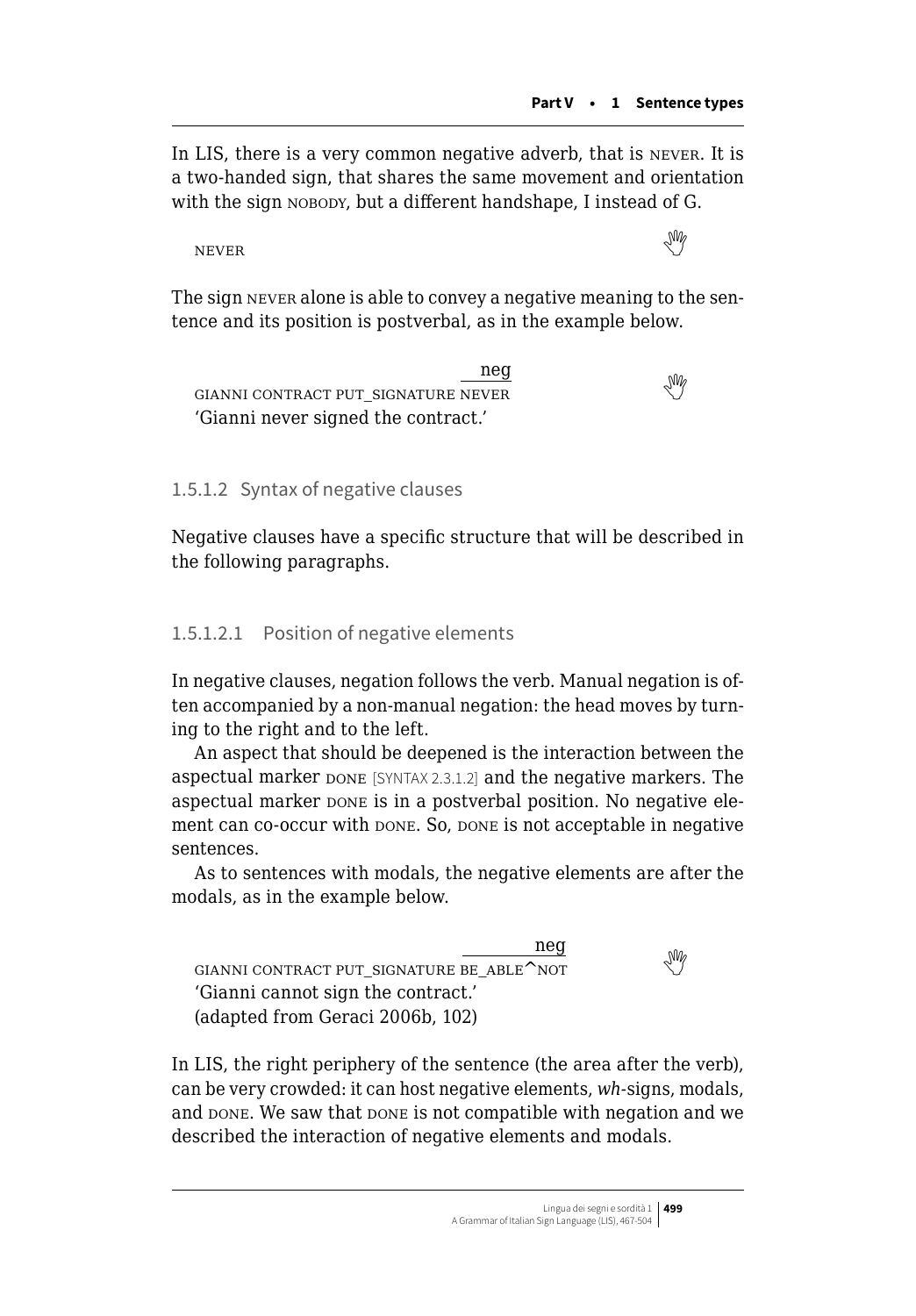In LIS, there is a very common negative adverb, that is NEVER. It is a two-handed sign, that shares the same movement and orientation with the sign NOBODY, but a different handshape, I instead of G.

NEVER

The sign NEVER alone is able to convey a negative meaning to the sentence and its position is postverbal, as in the example below.

```
                                  neg
GIANNI CONTRACT PUT_SIGNATURE NEVER
```
'Gianni never signed the contract.'

### 1.5.1.2 Syntax of negative clauses

Negative clauses have a specific structure that will be described in the following paragraphs.

#### 1.5.1.2.1 Position of negative elements

In negative clauses, negation follows the verb. Manual negation is often accompanied by a non-manual negation: the head moves by turning to the right and to the left.

An aspect that should be deepened is the interaction between the aspectual marker DONE [SYNTAX 2.3.1.2] and the negative markers. The aspectual marker DONE is in a postverbal position. No negative element can co-occur with DONE. So, DONE is not acceptable in negative sentences.

As to sentences with modals, the negative elements are after the modals, as in the example below.

```
                                        neg
GIANNI CONTRACT PUT_SIGNATURE BE_ABLE^NOT
```
'Gianni cannot sign the contract.'
(adapted from Geraci 2006b, 102)

In LIS, the right periphery of the sentence (the area after the verb), can be very crowded: it can host negative elements, *wh*-signs, modals, and DONE. We saw that DONE is not compatible with negation and we described the interaction of negative elements and modals.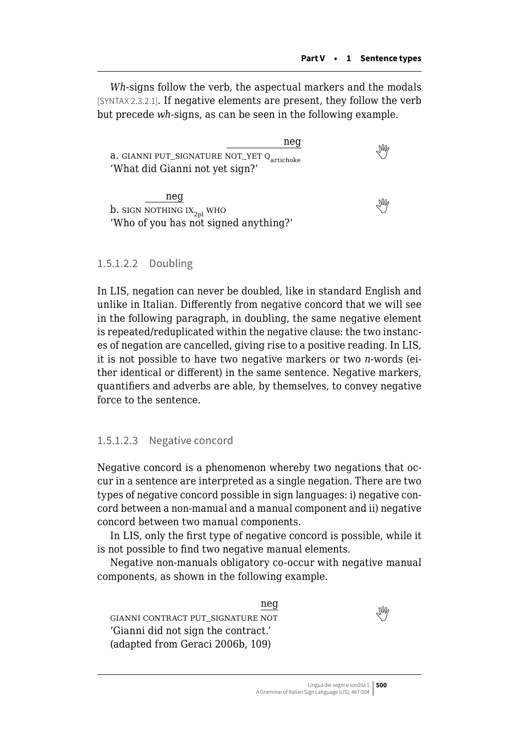*Wh*-signs follow the verb, the aspectual markers and the modals [SYNTAX 2.3.2.1]. If negative elements are present, they follow the verb but precede *wh*-signs, as can be seen in the following example.

a. GIANNI PUT_SIGNATURE NOT_YET $Q_{artichoke}$ (neg over NOT_YET $Q_{artichoke}$)
'What did Gianni not yet sign?'

b. SIGN NOTHING $IX_{2pl}$ WHO (neg over NOTHING)
'Who of you has not signed anything?'

### 1.5.1.2.2 Doubling

In LIS, negation can never be doubled, like in standard English and unlike in Italian. Differently from negative concord that we will see in the following paragraph, in doubling, the same negative element is repeated/reduplicated within the negative clause: the two instances of negation are cancelled, giving rise to a positive reading. In LIS, it is not possible to have two negative markers or two *n*-words (either identical or different) in the same sentence. Negative markers, quantifiers and adverbs are able, by themselves, to convey negative force to the sentence.

### 1.5.1.2.3 Negative concord

Negative concord is a phenomenon whereby two negations that occur in a sentence are interpreted as a single negation. There are two types of negative concord possible in sign languages: i) negative concord between a non-manual and a manual component and ii) negative concord between two manual components.

In LIS, only the first type of negative concord is possible, while it is not possible to find two negative manual elements.

Negative non-manuals obligatory co-occur with negative manual components, as shown in the following example.

GIANNI CONTRACT PUT_SIGNATURE NOT (neg over NOT)
'Gianni did not sign the contract.'
(adapted from Geraci 2006b, 109)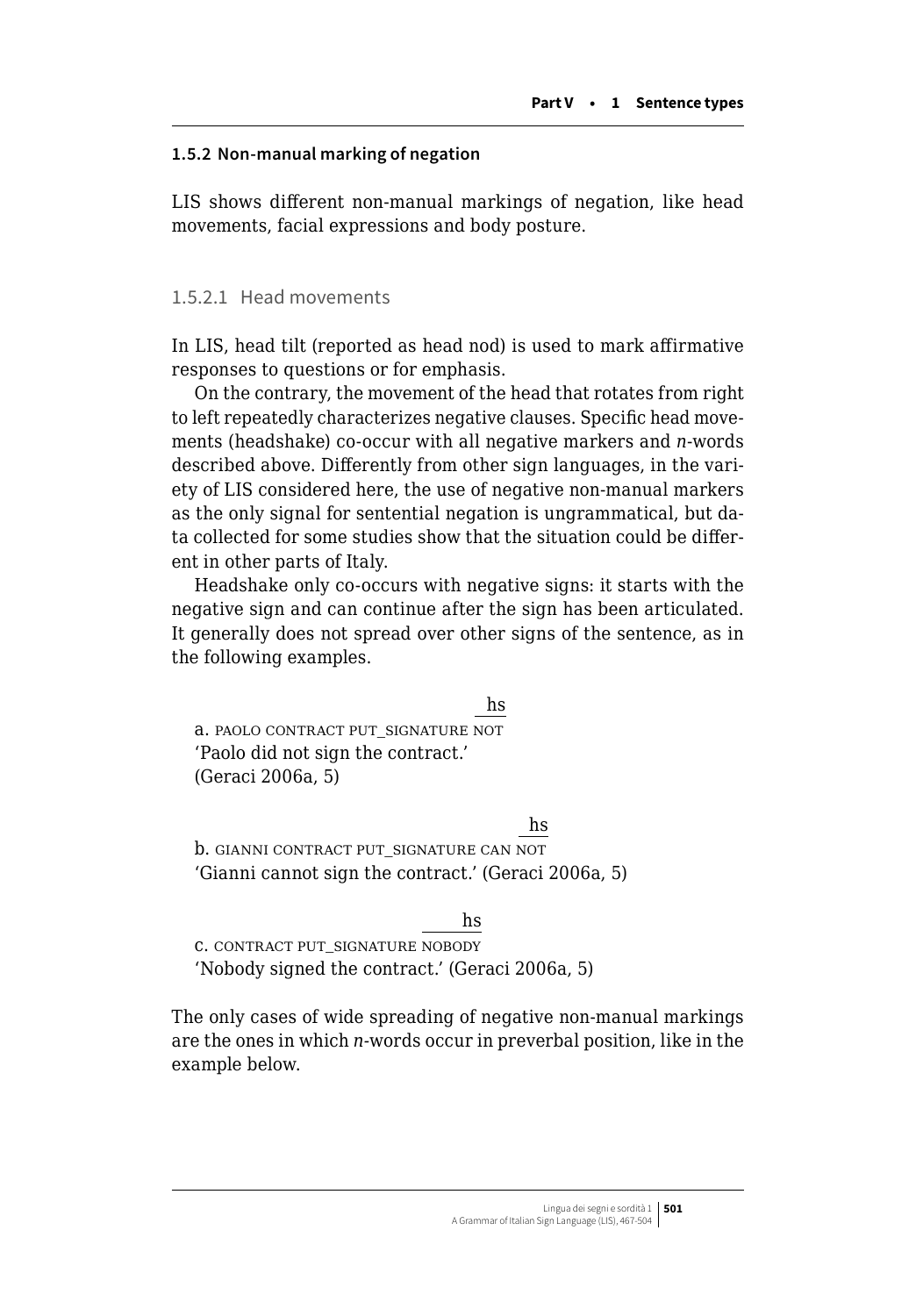### 1.5.2 Non-manual marking of negation

LIS shows different non-manual markings of negation, like head movements, facial expressions and body posture.

#### 1.5.2.1 Head movements

In LIS, head tilt (reported as head nod) is used to mark affirmative responses to questions or for emphasis.

On the contrary, the movement of the head that rotates from right to left repeatedly characterizes negative clauses. Specific head movements (headshake) co-occur with all negative markers and *n*-words described above. Differently from other sign languages, in the variety of LIS considered here, the use of negative non-manual markers as the only signal for sentential negation is ungrammatical, but data collected for some studies show that the situation could be different in other parts of Italy.

Headshake only co-occurs with negative signs: it starts with the negative sign and can continue after the sign has been articulated. It generally does not spread over other signs of the sentence, as in the following examples.

```
                                 hs
                                ___
a. PAOLO CONTRACT PUT_SIGNATURE NOT
```
'Paolo did not sign the contract.'
(Geraci 2006a, 5)

```
                                     hs
                                    ___
b. GIANNI CONTRACT PUT_SIGNATURE CAN NOT
```
'Gianni cannot sign the contract.' (Geraci 2006a, 5)

```
                                hs
                           ______
c. CONTRACT PUT_SIGNATURE NOBODY
```
'Nobody signed the contract.' (Geraci 2006a, 5)

The only cases of wide spreading of negative non-manual markings are the ones in which *n*-words occur in preverbal position, like in the example below.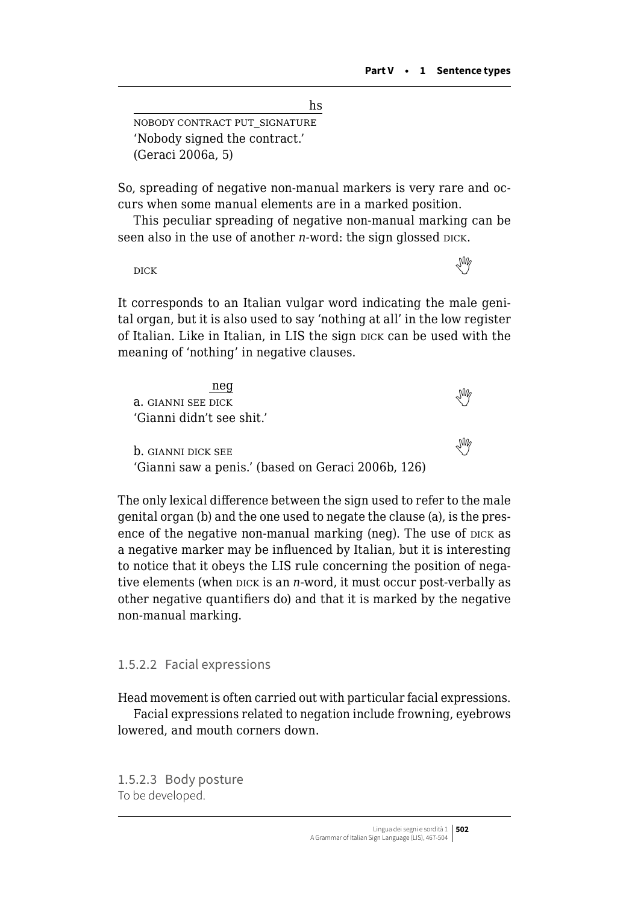hs
NOBODY CONTRACT PUT_SIGNATURE
'Nobody signed the contract.'
(Geraci 2006a, 5)

So, spreading of negative non-manual markers is very rare and occurs when some manual elements are in a marked position.

This peculiar spreading of negative non-manual marking can be seen also in the use of another *n*-word: the sign glossed DICK.

DICK

It corresponds to an Italian vulgar word indicating the male genital organ, but it is also used to say 'nothing at all' in the low register of Italian. Like in Italian, in LIS the sign DICK can be used with the meaning of 'nothing' in negative clauses.

neg
a. GIANNI SEE DICK
'Gianni didn't see shit.'

b. GIANNI DICK SEE
'Gianni saw a penis.' (based on Geraci 2006b, 126)

The only lexical difference between the sign used to refer to the male genital organ (b) and the one used to negate the clause (a), is the presence of the negative non-manual marking (neg). The use of DICK as a negative marker may be influenced by Italian, but it is interesting to notice that it obeys the LIS rule concerning the position of negative elements (when DICK is an *n*-word, it must occur post-verbally as other negative quantifiers do) and that it is marked by the negative non-manual marking.

#### 1.5.2.2 Facial expressions

Head movement is often carried out with particular facial expressions.

Facial expressions related to negation include frowning, eyebrows lowered, and mouth corners down.

#### 1.5.2.3 Body posture

To be developed.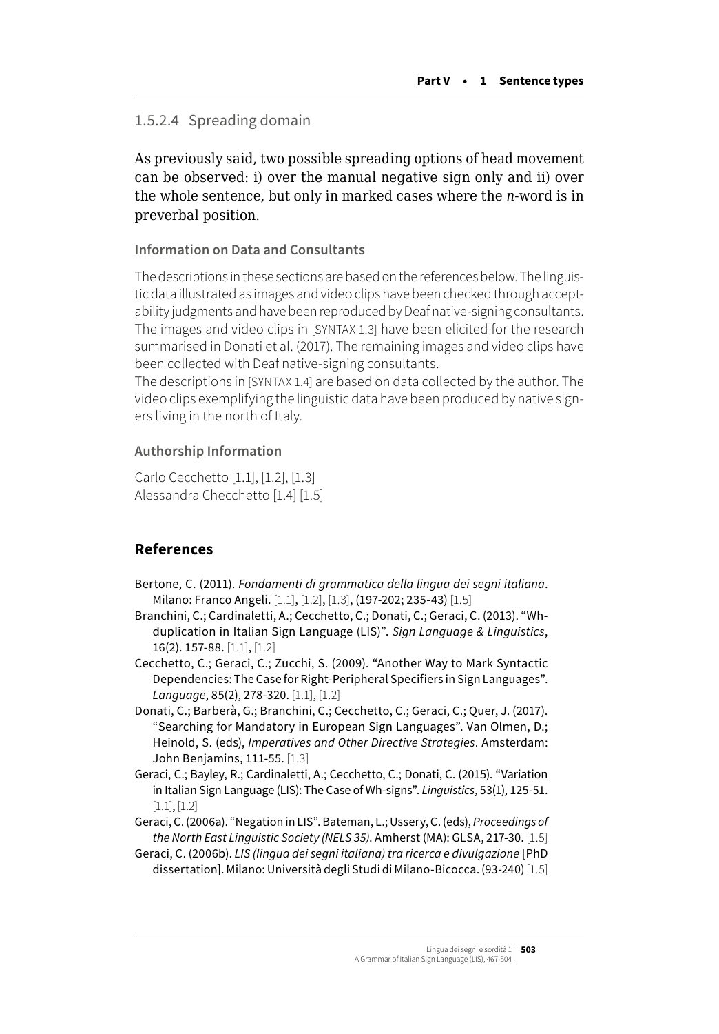#### 1.5.2.4 Spreading domain

As previously said, two possible spreading options of head movement can be observed: i) over the manual negative sign only and ii) over the whole sentence, but only in marked cases where the *n*-word is in preverbal position.

**Information on Data and Consultants**

The descriptions in these sections are based on the references below. The linguistic data illustrated as images and video clips have been checked through acceptability judgments and have been reproduced by Deaf native-signing consultants. The images and video clips in [SYNTAX 1.3] have been elicited for the research summarised in Donati et al. (2017). The remaining images and video clips have been collected with Deaf native-signing consultants.
The descriptions in [SYNTAX 1.4] are based on data collected by the author. The video clips exemplifying the linguistic data have been produced by native signers living in the north of Italy.

**Authorship Information**

Carlo Cecchetto [1.1], [1.2], [1.3]
Alessandra Checchetto [1.4] [1.5]

## References

Bertone, C. (2011). *Fondamenti di grammatica della lingua dei segni italiana*. Milano: Franco Angeli. [1.1], [1.2], [1.3], (197-202; 235-43) [1.5]

Branchini, C.; Cardinaletti, A.; Cecchetto, C.; Donati, C.; Geraci, C. (2013). "Wh-duplication in Italian Sign Language (LIS)". *Sign Language & Linguistics*, 16(2). 157-88. [1.1], [1.2]

Cecchetto, C.; Geraci, C.; Zucchi, S. (2009). "Another Way to Mark Syntactic Dependencies: The Case for Right-Peripheral Specifiers in Sign Languages". *Language*, 85(2), 278-320. [1.1], [1.2]

Donati, C.; Barberà, G.; Branchini, C.; Cecchetto, C.; Geraci, C.; Quer, J. (2017). "Searching for Mandatory in European Sign Languages". Van Olmen, D.; Heinold, S. (eds), *Imperatives and Other Directive Strategies*. Amsterdam: John Benjamins, 111-55. [1.3]

Geraci, C.; Bayley, R.; Cardinaletti, A.; Cecchetto, C.; Donati, C. (2015). "Variation in Italian Sign Language (LIS): The Case of Wh-signs". *Linguistics*, 53(1), 125-51. [1.1], [1.2]

Geraci, C. (2006a). "Negation in LIS". Bateman, L.; Ussery, C. (eds), *Proceedings of the North East Linguistic Society (NELS 35)*. Amherst (MA): GLSA, 217-30. [1.5]

Geraci, C. (2006b). *LIS (lingua dei segni italiana) tra ricerca e divulgazione* [PhD dissertation]. Milano: Università degli Studi di Milano-Bicocca. (93-240) [1.5]